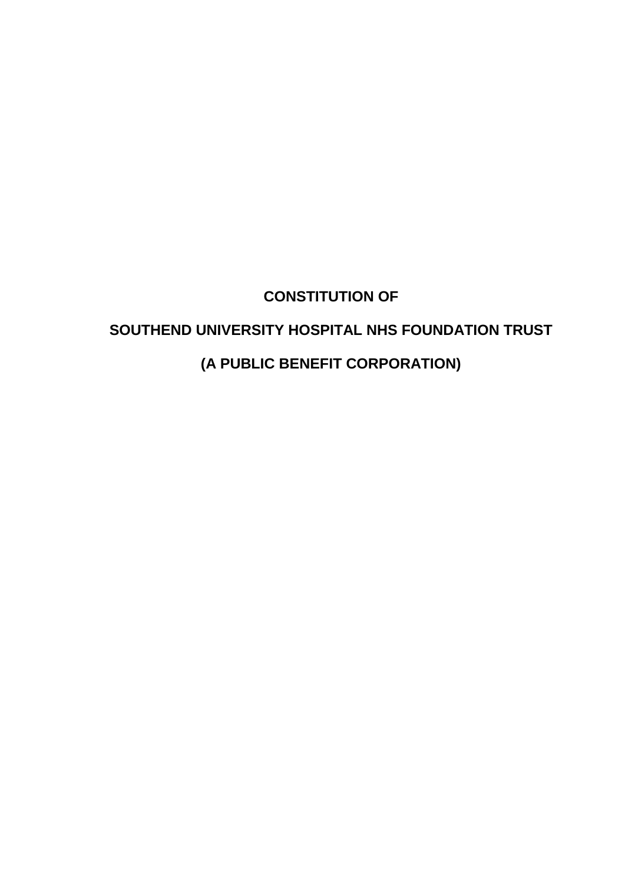# CONSTITUTION OF

# SOUTHEND UNIVERSITY HOSPITAL NHS FOUNDATION TRUST

# (A PUBLIC BENEFIT CORPORATION)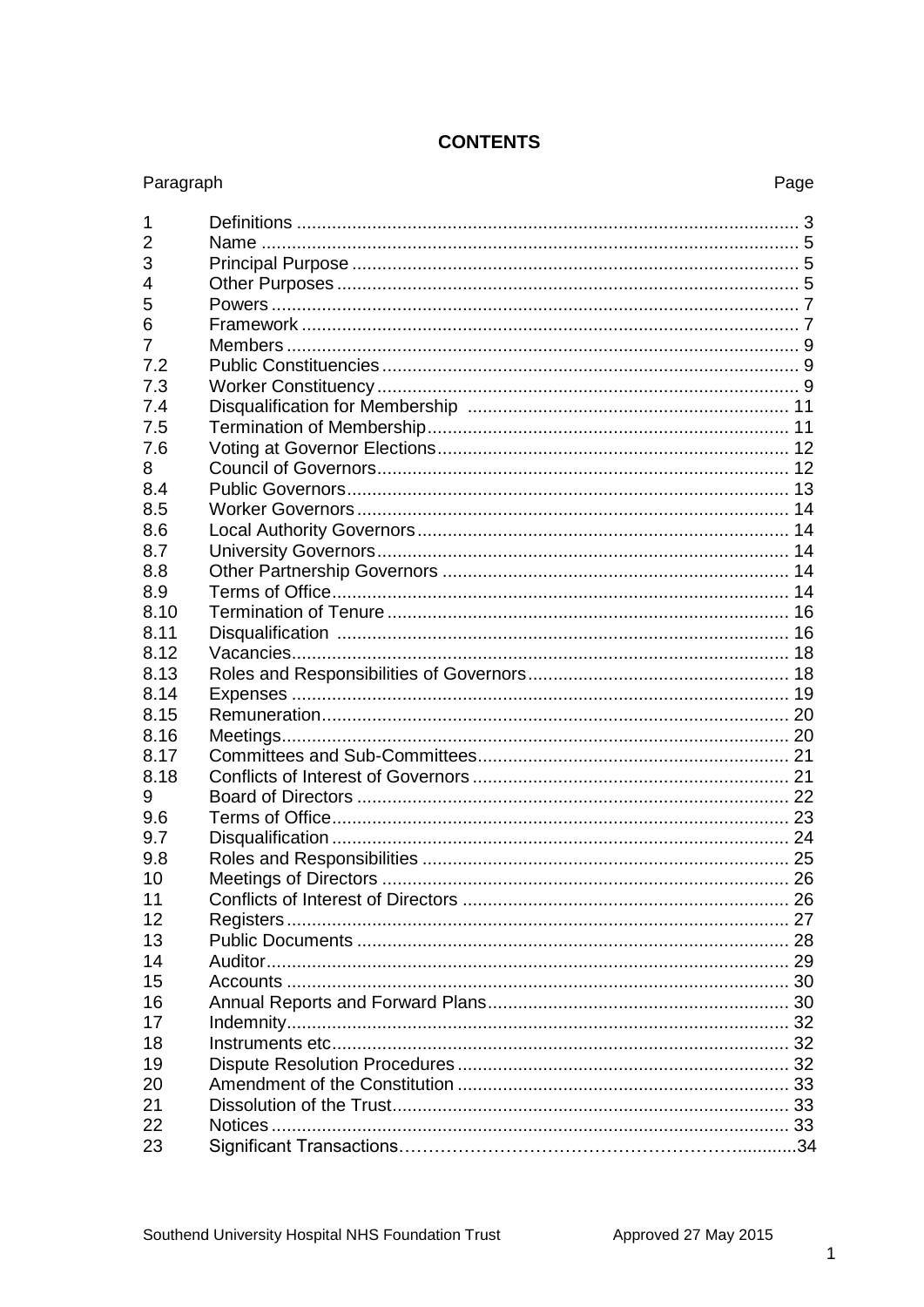# CONTENTS

| Paragraph | | Page |
|---|---|---|
| 1 | Definitions | 3 |
| 2 | Name | 5 |
| 3 | Principal Purpose | 5 |
| 4 | Other Purposes | 5 |
| 5 | Powers | 7 |
| 6 | Framework | 7 |
| 7 | Members | 9 |
| 7.2 | Public Constituencies | 9 |
| 7.3 | Worker Constituency | 9 |
| 7.4 | Disqualification for Membership | 11 |
| 7.5 | Termination of Membership | 11 |
| 7.6 | Voting at Governor Elections | 12 |
| 8 | Council of Governors | 12 |
| 8.4 | Public Governors | 13 |
| 8.5 | Worker Governors | 14 |
| 8.6 | Local Authority Governors | 14 |
| 8.7 | University Governors | 14 |
| 8.8 | Other Partnership Governors | 14 |
| 8.9 | Terms of Office | 14 |
| 8.10 | Termination of Tenure | 16 |
| 8.11 | Disqualification | 16 |
| 8.12 | Vacancies | 18 |
| 8.13 | Roles and Responsibilities of Governors | 18 |
| 8.14 | Expenses | 19 |
| 8.15 | Remuneration | 20 |
| 8.16 | Meetings | 20 |
| 8.17 | Committees and Sub-Committees | 21 |
| 8.18 | Conflicts of Interest of Governors | 21 |
| 9 | Board of Directors | 22 |
| 9.6 | Terms of Office | 23 |
| 9.7 | Disqualification | 24 |
| 9.8 | Roles and Responsibilities | 25 |
| 10 | Meetings of Directors | 26 |
| 11 | Conflicts of Interest of Directors | 26 |
| 12 | Registers | 27 |
| 13 | Public Documents | 28 |
| 14 | Auditor | 29 |
| 15 | Accounts | 30 |
| 16 | Annual Reports and Forward Plans | 30 |
| 17 | Indemnity | 32 |
| 18 | Instruments etc | 32 |
| 19 | Dispute Resolution Procedures | 32 |
| 20 | Amendment of the Constitution | 33 |
| 21 | Dissolution of the Trust | 33 |
| 22 | Notices | 33 |
| 23 | Significant Transactions | 34 |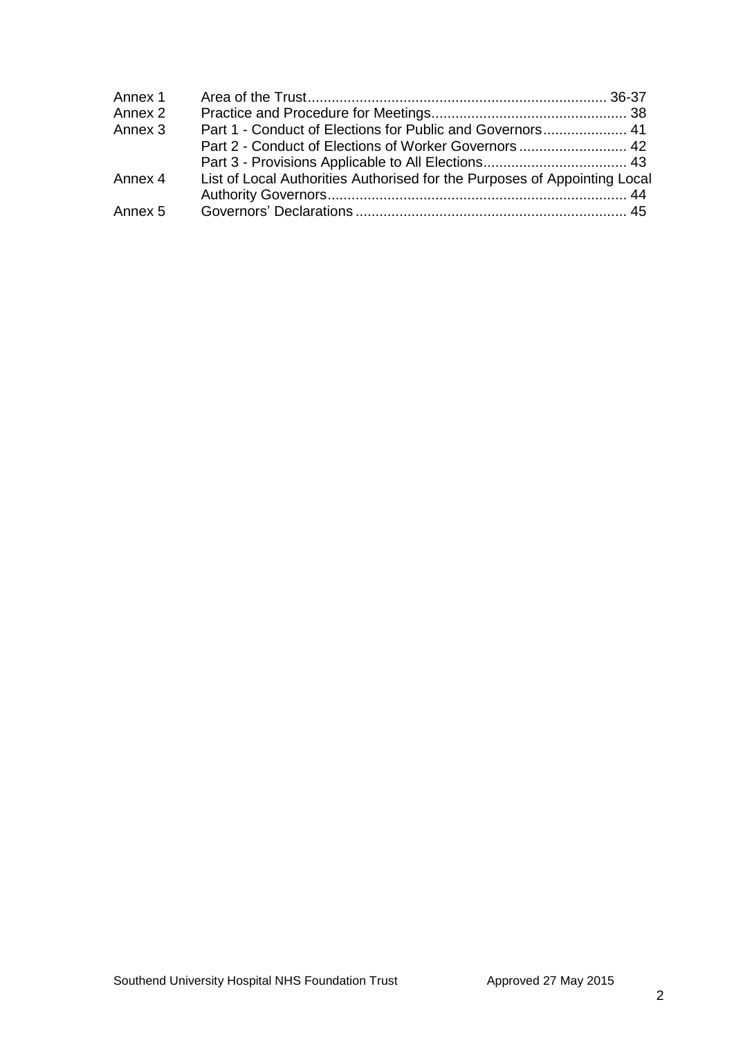| | | |
|---|---|---|
| Annex 1 | Area of the Trust | 36-37 |
| Annex 2 | Practice and Procedure for Meetings | 38 |
| Annex 3 | Part 1 - Conduct of Elections for Public and Governors | 41 |
| | Part 2 - Conduct of Elections of Worker Governors | 42 |
| | Part 3 - Provisions Applicable to All Elections | 43 |
| Annex 4 | List of Local Authorities Authorised for the Purposes of Appointing Local Authority Governors | 44 |
| Annex 5 | Governors' Declarations | 45 |

Southend University Hospital NHS Foundation Trust Approved 27 May 2015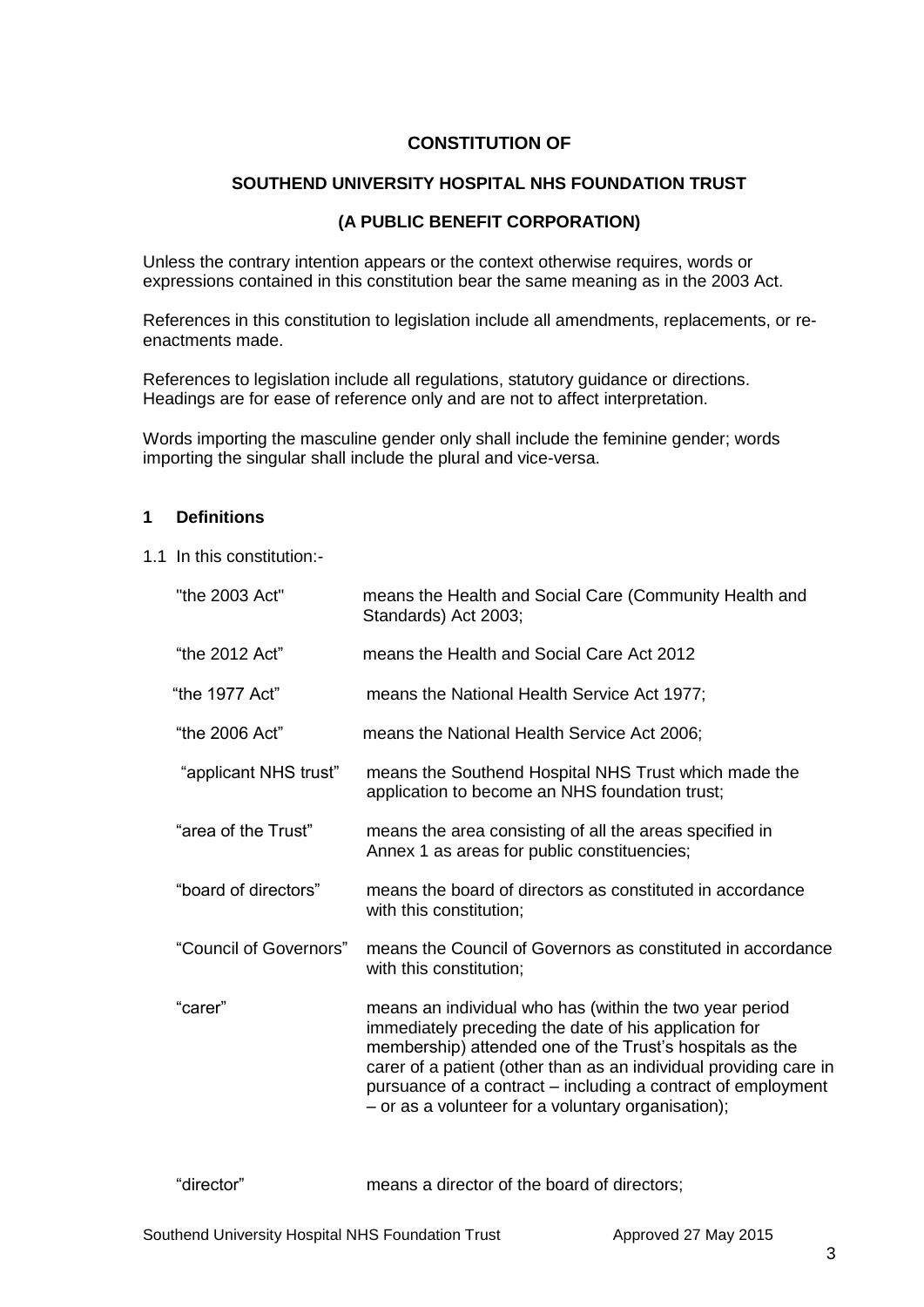**CONSTITUTION OF**

**SOUTHEND UNIVERSITY HOSPITAL NHS FOUNDATION TRUST**

**(A PUBLIC BENEFIT CORPORATION)**

Unless the contrary intention appears or the context otherwise requires, words or expressions contained in this constitution bear the same meaning as in the 2003 Act.

References in this constitution to legislation include all amendments, replacements, or re-enactments made.

References to legislation include all regulations, statutory guidance or directions. Headings are for ease of reference only and are not to affect interpretation.

Words importing the masculine gender only shall include the feminine gender; words importing the singular shall include the plural and vice-versa.

## 1 Definitions

1.1 In this constitution:-

| | |
|---|---|
| "the 2003 Act" | means the Health and Social Care (Community Health and Standards) Act 2003; |
| "the 2012 Act" | means the Health and Social Care Act 2012 |
| "the 1977 Act" | means the National Health Service Act 1977; |
| "the 2006 Act" | means the National Health Service Act 2006; |
| "applicant NHS trust" | means the Southend Hospital NHS Trust which made the application to become an NHS foundation trust; |
| "area of the Trust" | means the area consisting of all the areas specified in Annex 1 as areas for public constituencies; |
| "board of directors" | means the board of directors as constituted in accordance with this constitution; |
| "Council of Governors" | means the Council of Governors as constituted in accordance with this constitution; |
| "carer" | means an individual who has (within the two year period immediately preceding the date of his application for membership) attended one of the Trust's hospitals as the carer of a patient (other than as an individual providing care in pursuance of a contract – including a contract of employment – or as a volunteer for a voluntary organisation); |
| "director" | means a director of the board of directors; |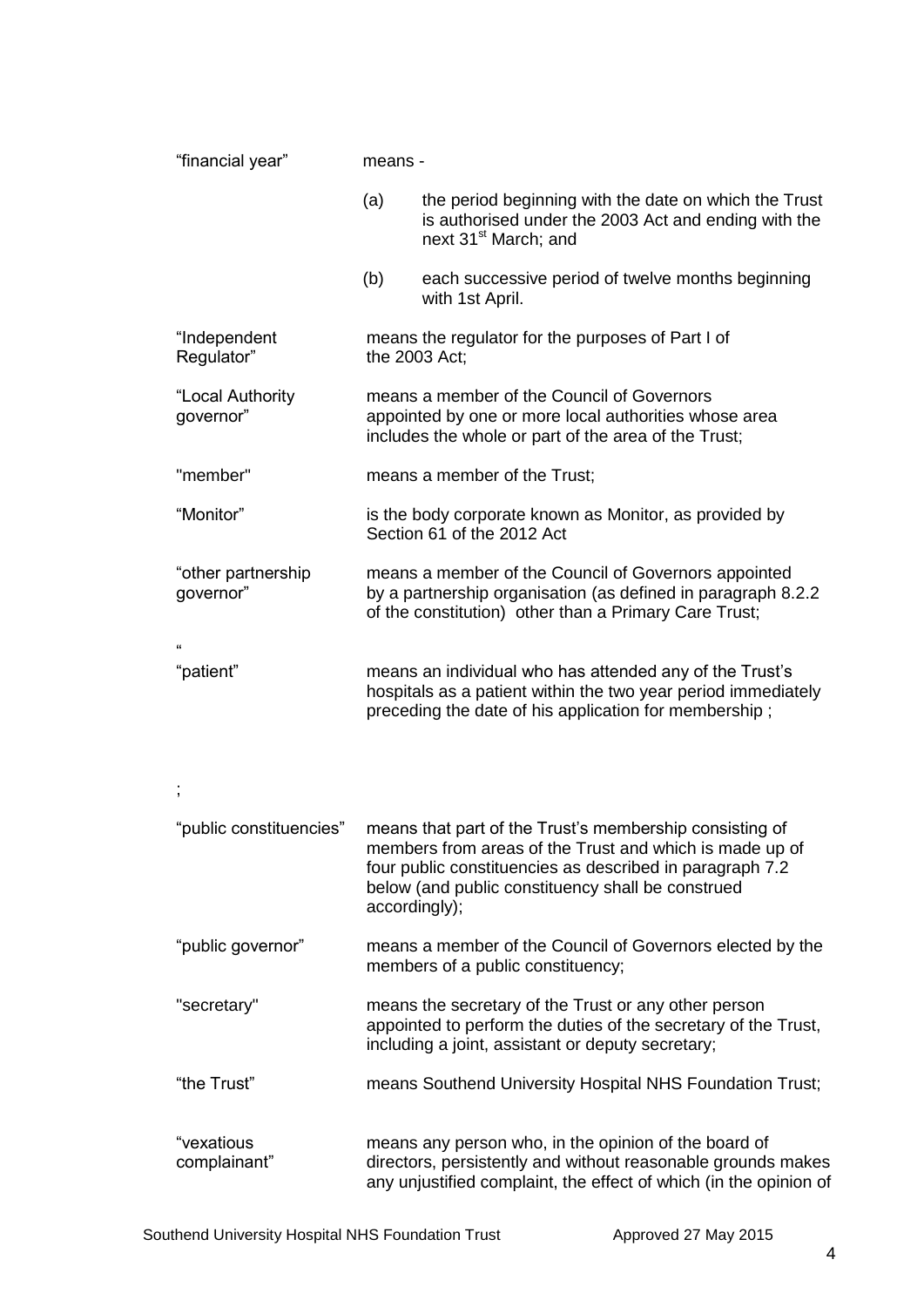| | |
|---|---|
| "financial year" | means -<br><br>(a) the period beginning with the date on which the Trust is authorised under the 2003 Act and ending with the next 31st March; and<br><br>(b) each successive period of twelve months beginning with 1st April. |
| "Independent Regulator" | means the regulator for the purposes of Part I of the 2003 Act; |
| "Local Authority governor" | means a member of the Council of Governors appointed by one or more local authorities whose area includes the whole or part of the area of the Trust; |
| "member" | means a member of the Trust; |
| "Monitor" | is the body corporate known as Monitor, as provided by Section 61 of the 2012 Act |
| "other partnership governor" | means a member of the Council of Governors appointed by a partnership organisation (as defined in paragraph 8.2.2 of the constitution) other than a Primary Care Trust; |
| " | |
| "patient" | means an individual who has attended any of the Trust's hospitals as a patient within the two year period immediately preceding the date of his application for membership ; |
| ; | |
| "public constituencies" | means that part of the Trust's membership consisting of members from areas of the Trust and which is made up of four public constituencies as described in paragraph 7.2 below (and public constituency shall be construed accordingly); |
| "public governor" | means a member of the Council of Governors elected by the members of a public constituency; |
| "secretary" | means the secretary of the Trust or any other person appointed to perform the duties of the secretary of the Trust, including a joint, assistant or deputy secretary; |
| "the Trust" | means Southend University Hospital NHS Foundation Trust; |
| "vexatious complainant" | means any person who, in the opinion of the board of directors, persistently and without reasonable grounds makes any unjustified complaint, the effect of which (in the opinion of |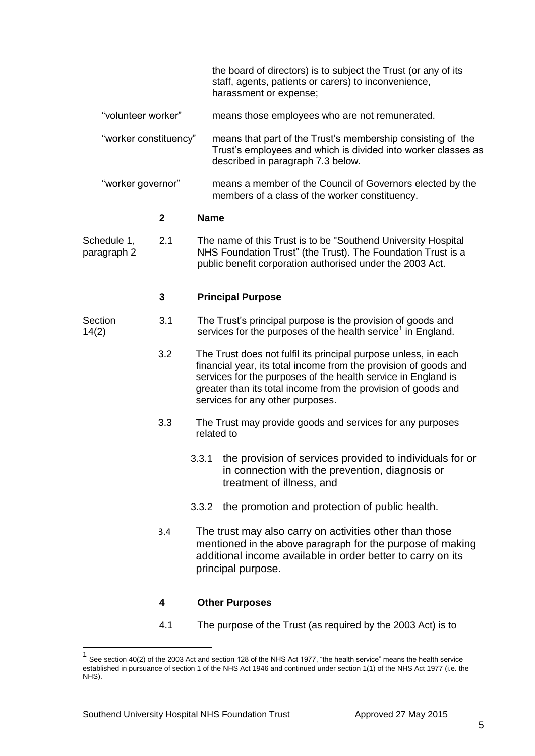the board of directors) is to subject the Trust (or any of its staff, agents, patients or carers) to inconvenience, harassment or expense;

"volunteer worker" means those employees who are not remunerated.

"worker constituency" means that part of the Trust's membership consisting of the Trust's employees and which is divided into worker classes as described in paragraph 7.3 below.

"worker governor" means a member of the Council of Governors elected by the members of a class of the worker constituency.

## 2 Name

Schedule 1, paragraph 2

2.1 The name of this Trust is to be "Southend University Hospital NHS Foundation Trust" (the Trust). The Foundation Trust is a public benefit corporation authorised under the 2003 Act.

## 3 Principal Purpose

Section 14(2)

3.1 The Trust's principal purpose is the provision of goods and services for the purposes of the health service[1] in England.

3.2 The Trust does not fulfil its principal purpose unless, in each financial year, its total income from the provision of goods and services for the purposes of the health service in England is greater than its total income from the provision of goods and services for any other purposes.

3.3 The Trust may provide goods and services for any purposes related to

3.3.1 the provision of services provided to individuals for or in connection with the prevention, diagnosis or treatment of illness, and

3.3.2 the promotion and protection of public health.

3.4 The trust may also carry on activities other than those mentioned in the above paragraph for the purpose of making additional income available in order better to carry on its principal purpose.

## 4 Other Purposes

4.1 The purpose of the Trust (as required by the 2003 Act) is to

---

[1] See section 40(2) of the 2003 Act and section 128 of the NHS Act 1977, "the health service" means the health service established in pursuance of section 1 of the NHS Act 1946 and continued under section 1(1) of the NHS Act 1977 (i.e. the NHS).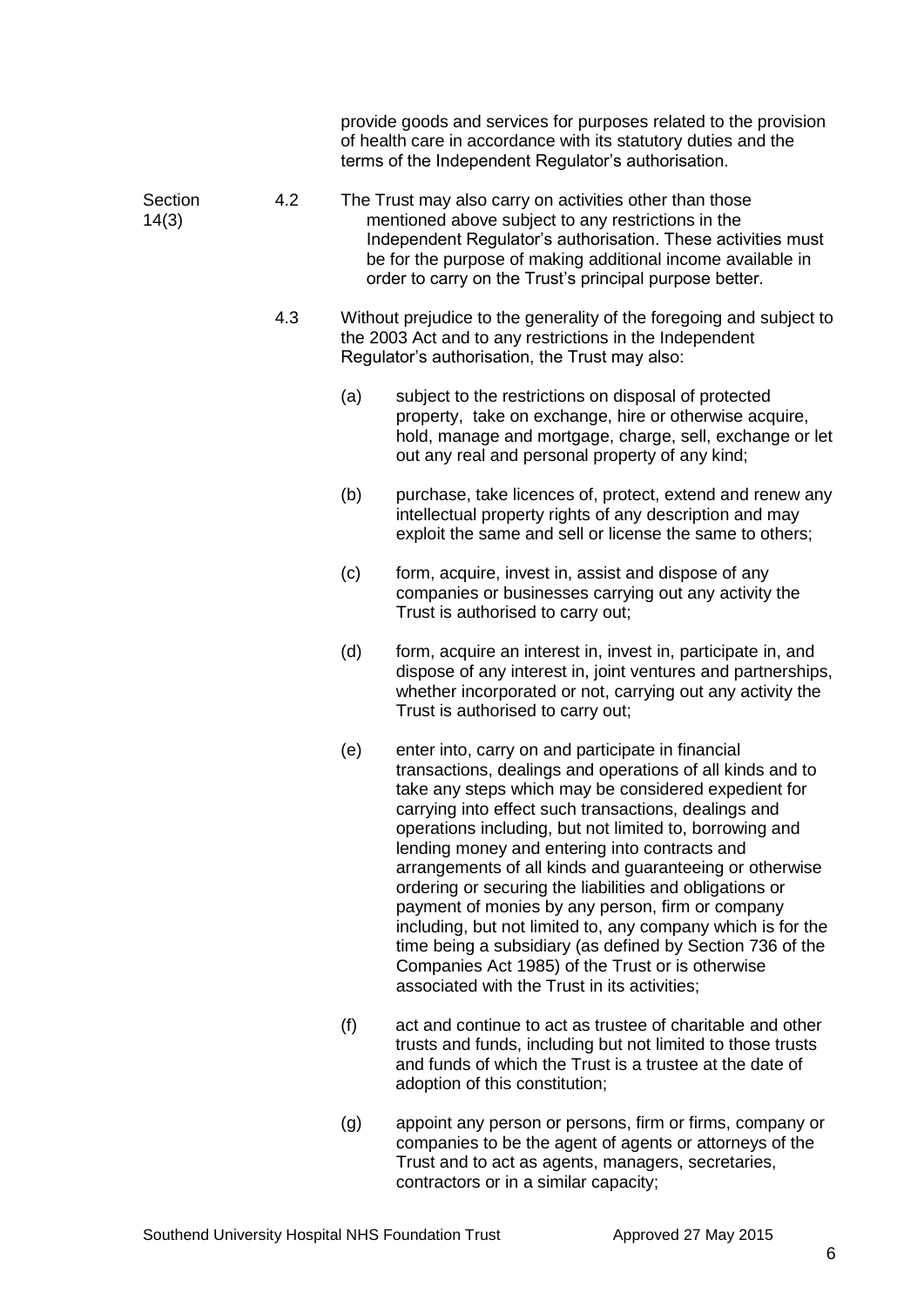provide goods and services for purposes related to the provision of health care in accordance with its statutory duties and the terms of the Independent Regulator's authorisation.

Section 14(3)

4.2 The Trust may also carry on activities other than those mentioned above subject to any restrictions in the Independent Regulator's authorisation. These activities must be for the purpose of making additional income available in order to carry on the Trust's principal purpose better.

4.3 Without prejudice to the generality of the foregoing and subject to the 2003 Act and to any restrictions in the Independent Regulator's authorisation, the Trust may also:

(a) subject to the restrictions on disposal of protected property, take on exchange, hire or otherwise acquire, hold, manage and mortgage, charge, sell, exchange or let out any real and personal property of any kind;

(b) purchase, take licences of, protect, extend and renew any intellectual property rights of any description and may exploit the same and sell or license the same to others;

(c) form, acquire, invest in, assist and dispose of any companies or businesses carrying out any activity the Trust is authorised to carry out;

(d) form, acquire an interest in, invest in, participate in, and dispose of any interest in, joint ventures and partnerships, whether incorporated or not, carrying out any activity the Trust is authorised to carry out;

(e) enter into, carry on and participate in financial transactions, dealings and operations of all kinds and to take any steps which may be considered expedient for carrying into effect such transactions, dealings and operations including, but not limited to, borrowing and lending money and entering into contracts and arrangements of all kinds and guaranteeing or otherwise ordering or securing the liabilities and obligations or payment of monies by any person, firm or company including, but not limited to, any company which is for the time being a subsidiary (as defined by Section 736 of the Companies Act 1985) of the Trust or is otherwise associated with the Trust in its activities;

(f) act and continue to act as trustee of charitable and other trusts and funds, including but not limited to those trusts and funds of which the Trust is a trustee at the date of adoption of this constitution;

(g) appoint any person or persons, firm or firms, company or companies to be the agent of agents or attorneys of the Trust and to act as agents, managers, secretaries, contractors or in a similar capacity;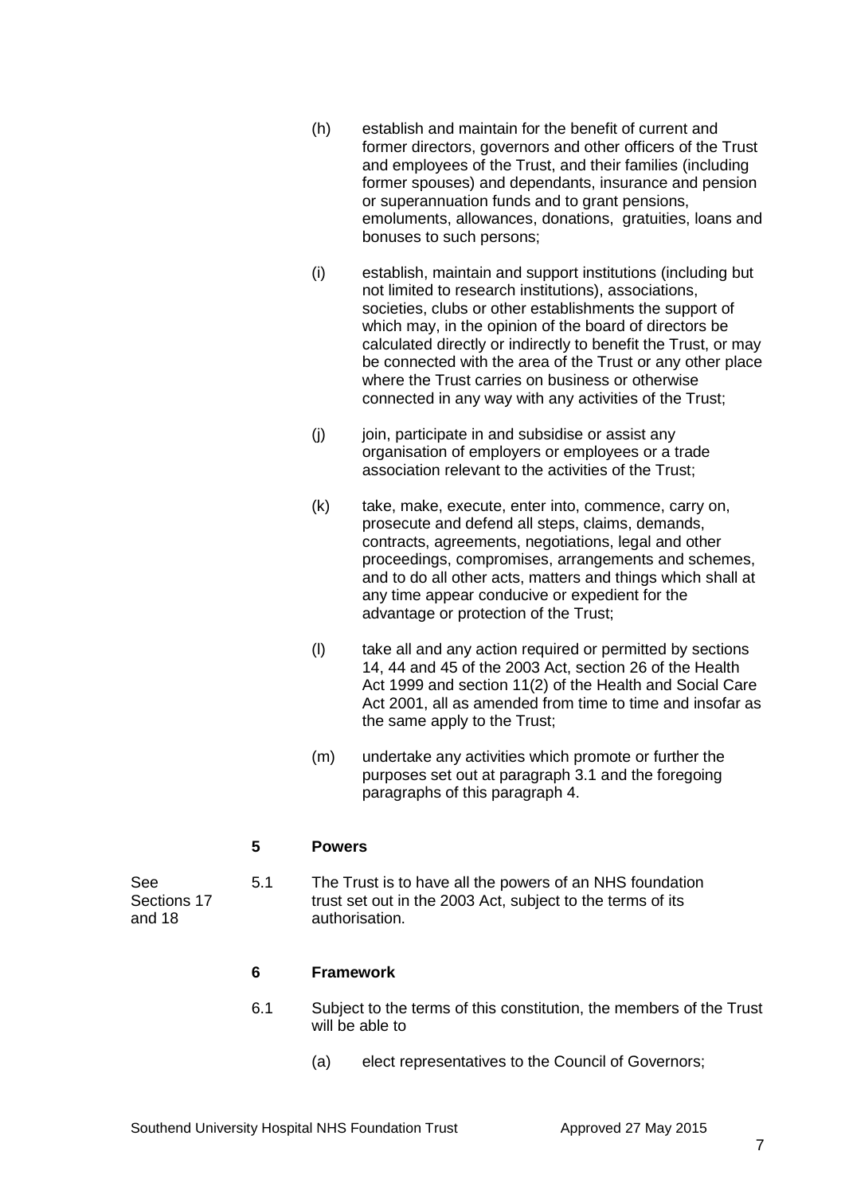(h) establish and maintain for the benefit of current and former directors, governors and other officers of the Trust and employees of the Trust, and their families (including former spouses) and dependants, insurance and pension or superannuation funds and to grant pensions, emoluments, allowances, donations, gratuities, loans and bonuses to such persons;

(i) establish, maintain and support institutions (including but not limited to research institutions), associations, societies, clubs or other establishments the support of which may, in the opinion of the board of directors be calculated directly or indirectly to benefit the Trust, or may be connected with the area of the Trust or any other place where the Trust carries on business or otherwise connected in any way with any activities of the Trust;

(j) join, participate in and subsidise or assist any organisation of employers or employees or a trade association relevant to the activities of the Trust;

(k) take, make, execute, enter into, commence, carry on, prosecute and defend all steps, claims, demands, contracts, agreements, negotiations, legal and other proceedings, compromises, arrangements and schemes, and to do all other acts, matters and things which shall at any time appear conducive or expedient for the advantage or protection of the Trust;

(l) take all and any action required or permitted by sections 14, 44 and 45 of the 2003 Act, section 26 of the Health Act 1999 and section 11(2) of the Health and Social Care Act 2001, all as amended from time to time and insofar as the same apply to the Trust;

(m) undertake any activities which promote or further the purposes set out at paragraph 3.1 and the foregoing paragraphs of this paragraph 4.

## 5 Powers

*See Sections 17 and 18*

5.1 The Trust is to have all the powers of an NHS foundation trust set out in the 2003 Act, subject to the terms of its authorisation.

## 6 Framework

6.1 Subject to the terms of this constitution, the members of the Trust will be able to

(a) elect representatives to the Council of Governors;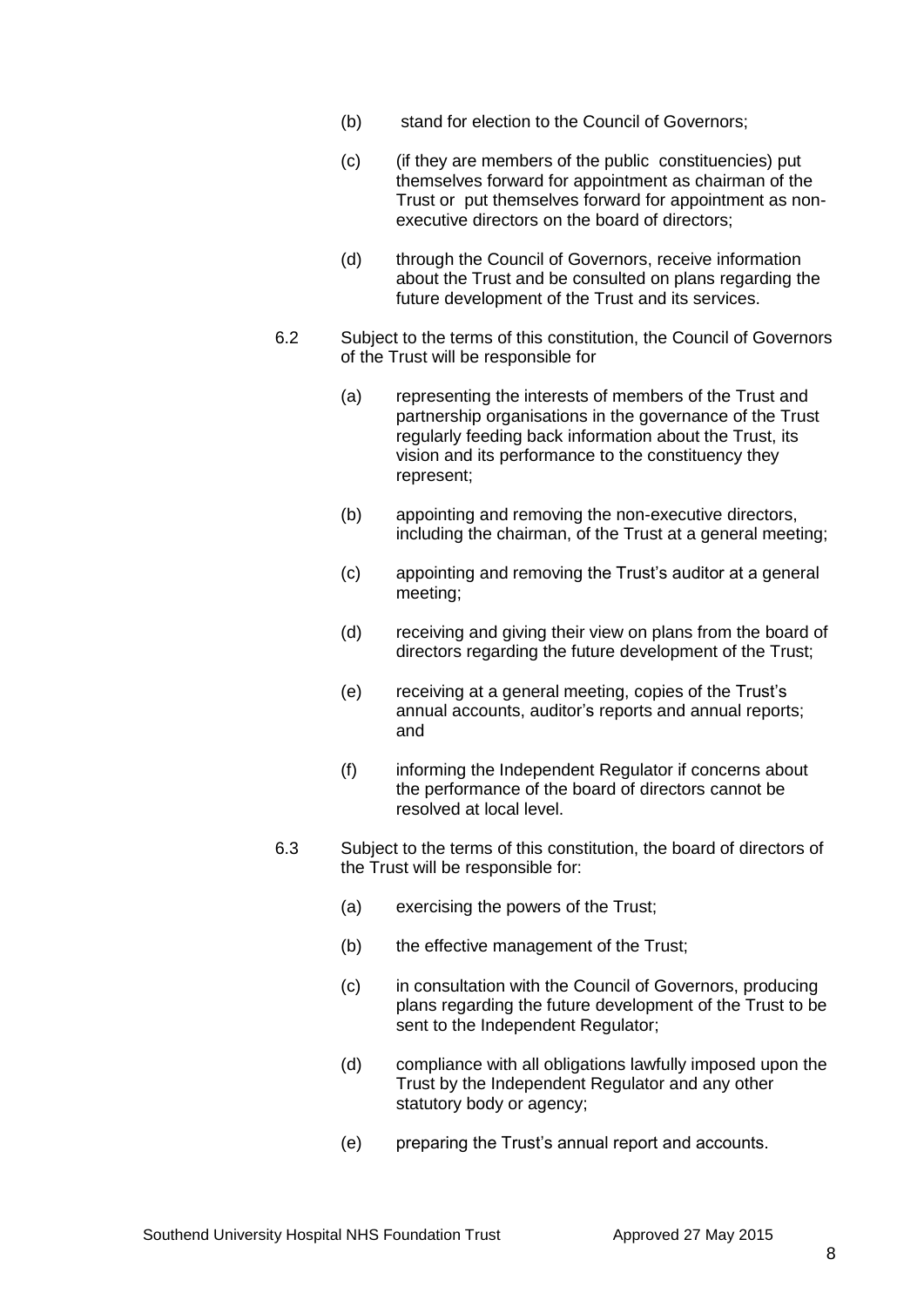(b) stand for election to the Council of Governors;

(c) (if they are members of the public constituencies) put themselves forward for appointment as chairman of the Trust or put themselves forward for appointment as non-executive directors on the board of directors;

(d) through the Council of Governors, receive information about the Trust and be consulted on plans regarding the future development of the Trust and its services.

6.2 Subject to the terms of this constitution, the Council of Governors of the Trust will be responsible for

(a) representing the interests of members of the Trust and partnership organisations in the governance of the Trust regularly feeding back information about the Trust, its vision and its performance to the constituency they represent;

(b) appointing and removing the non-executive directors, including the chairman, of the Trust at a general meeting;

(c) appointing and removing the Trust's auditor at a general meeting;

(d) receiving and giving their view on plans from the board of directors regarding the future development of the Trust;

(e) receiving at a general meeting, copies of the Trust's annual accounts, auditor's reports and annual reports; and

(f) informing the Independent Regulator if concerns about the performance of the board of directors cannot be resolved at local level.

6.3 Subject to the terms of this constitution, the board of directors of the Trust will be responsible for:

(a) exercising the powers of the Trust;

(b) the effective management of the Trust;

(c) in consultation with the Council of Governors, producing plans regarding the future development of the Trust to be sent to the Independent Regulator;

(d) compliance with all obligations lawfully imposed upon the Trust by the Independent Regulator and any other statutory body or agency;

(e) preparing the Trust's annual report and accounts.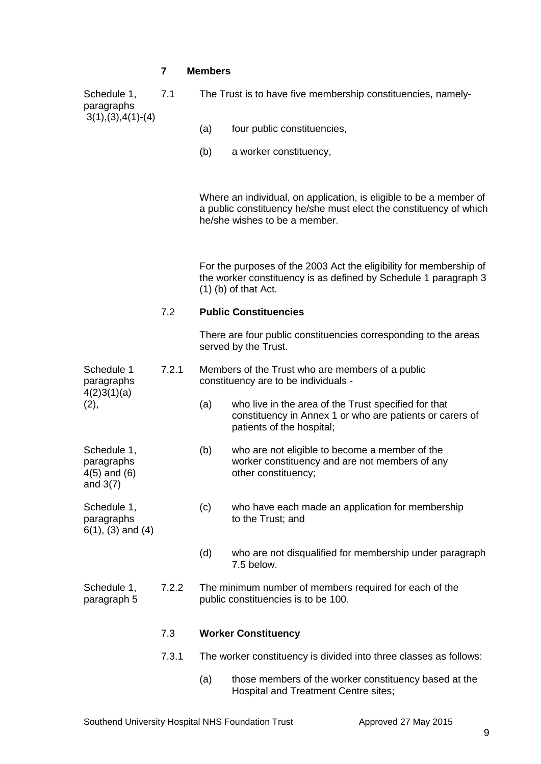## 7 Members

Schedule 1, paragraphs 3(1),(3),4(1)-(4)

7.1 The Trust is to have five membership constituencies, namely-

(a) four public constituencies,

(b) a worker constituency,

Where an individual, on application, is eligible to be a member of a public constituency he/she must elect the constituency of which he/she wishes to be a member.

For the purposes of the 2003 Act the eligibility for membership of the worker constituency is as defined by Schedule 1 paragraph 3 (1) (b) of that Act.

### 7.2 Public Constituencies

There are four public constituencies corresponding to the areas served by the Trust.

Schedule 1 paragraphs 4(2)3(1)(a) (2),

7.2.1 Members of the Trust who are members of a public constituency are to be individuals -

(a) who live in the area of the Trust specified for that constituency in Annex 1 or who are patients or carers of patients of the hospital;

Schedule 1, paragraphs 4(5) and (6) and 3(7)

(b) who are not eligible to become a member of the worker constituency and are not members of any other constituency;

Schedule 1, paragraphs 6(1), (3) and (4)

(c) who have each made an application for membership to the Trust; and

(d) who are not disqualified for membership under paragraph 7.5 below.

Schedule 1, paragraph 5

7.2.2 The minimum number of members required for each of the public constituencies is to be 100.

### 7.3 Worker Constituency

7.3.1 The worker constituency is divided into three classes as follows:

(a) those members of the worker constituency based at the Hospital and Treatment Centre sites;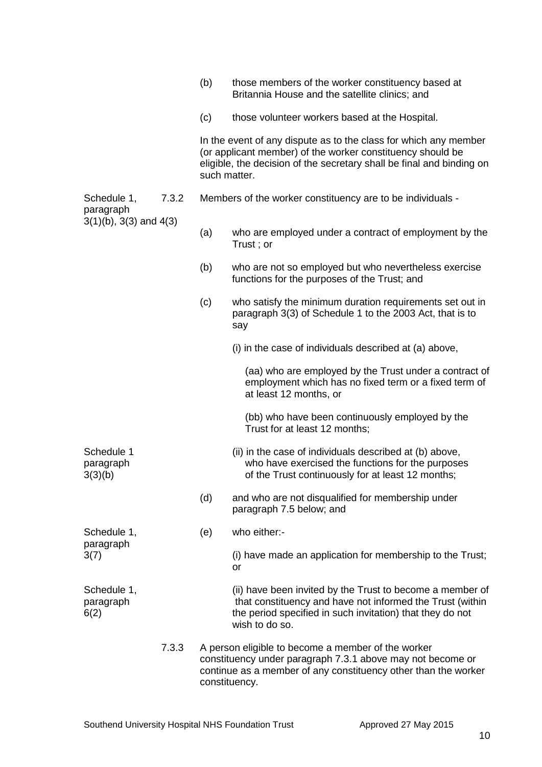(b) those members of the worker constituency based at Britannia House and the satellite clinics; and

(c) those volunteer workers based at the Hospital.

In the event of any dispute as to the class for which any member (or applicant member) of the worker constituency should be eligible, the decision of the secretary shall be final and binding on such matter.

Schedule 1, paragraph 3(1)(b), 3(3) and 4(3)

7.3.2 Members of the worker constituency are to be individuals -

(a) who are employed under a contract of employment by the Trust ; or

(b) who are not so employed but who nevertheless exercise functions for the purposes of the Trust; and

(c) who satisfy the minimum duration requirements set out in paragraph 3(3) of Schedule 1 to the 2003 Act, that is to say

(i) in the case of individuals described at (a) above,

(aa) who are employed by the Trust under a contract of employment which has no fixed term or a fixed term of at least 12 months, or

(bb) who have been continuously employed by the Trust for at least 12 months;

Schedule 1 paragraph 3(3)(b)

(ii) in the case of individuals described at (b) above, who have exercised the functions for the purposes of the Trust continuously for at least 12 months;

(d) and who are not disqualified for membership under paragraph 7.5 below; and

Schedule 1, paragraph 3(7)

(e) who either:-

(i) have made an application for membership to the Trust; or

Schedule 1, paragraph 6(2)

(ii) have been invited by the Trust to become a member of that constituency and have not informed the Trust (within the period specified in such invitation) that they do not wish to do so.

7.3.3 A person eligible to become a member of the worker constituency under paragraph 7.3.1 above may not become or continue as a member of any constituency other than the worker constituency.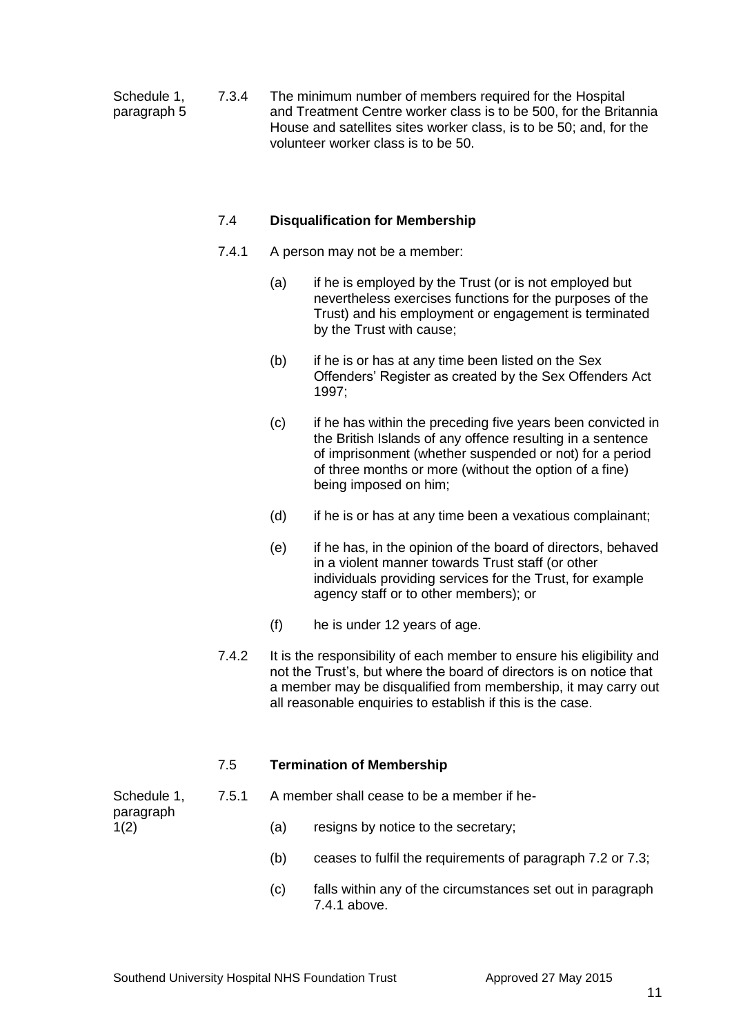Schedule 1, paragraph 5

7.3.4 The minimum number of members required for the Hospital and Treatment Centre worker class is to be 500, for the Britannia House and satellites sites worker class, is to be 50; and, for the volunteer worker class is to be 50.

### 7.4 **Disqualification for Membership**

7.4.1 A person may not be a member:

(a) if he is employed by the Trust (or is not employed but nevertheless exercises functions for the purposes of the Trust) and his employment or engagement is terminated by the Trust with cause;

(b) if he is or has at any time been listed on the Sex Offenders' Register as created by the Sex Offenders Act 1997;

(c) if he has within the preceding five years been convicted in the British Islands of any offence resulting in a sentence of imprisonment (whether suspended or not) for a period of three months or more (without the option of a fine) being imposed on him;

(d) if he is or has at any time been a vexatious complainant;

(e) if he has, in the opinion of the board of directors, behaved in a violent manner towards Trust staff (or other individuals providing services for the Trust, for example agency staff or to other members); or

(f) he is under 12 years of age.

7.4.2 It is the responsibility of each member to ensure his eligibility and not the Trust's, but where the board of directors is on notice that a member may be disqualified from membership, it may carry out all reasonable enquiries to establish if this is the case.

### 7.5 **Termination of Membership**

Schedule 1, paragraph 1(2)

7.5.1 A member shall cease to be a member if he-

(a) resigns by notice to the secretary;

(b) ceases to fulfil the requirements of paragraph 7.2 or 7.3;

(c) falls within any of the circumstances set out in paragraph 7.4.1 above.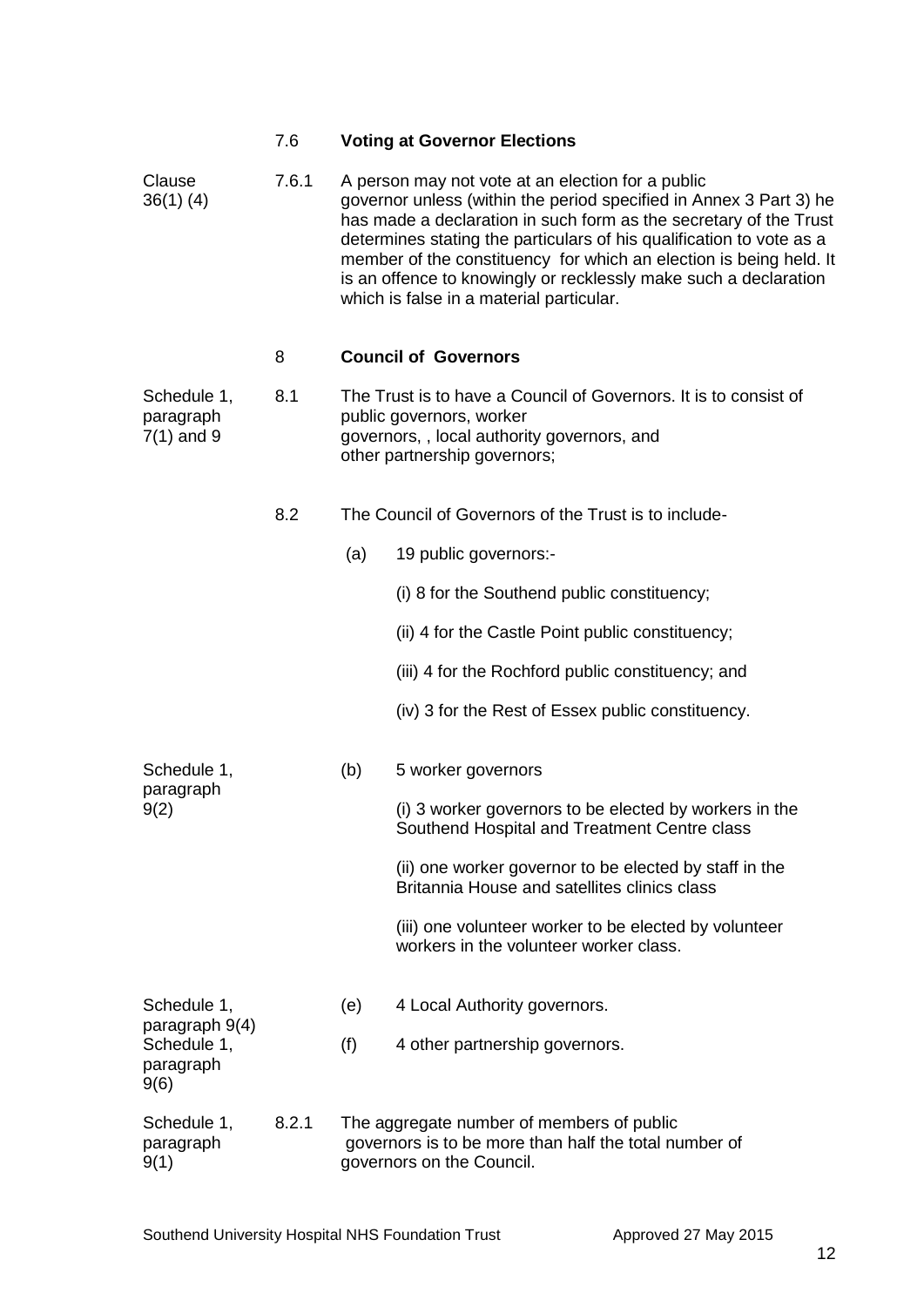| | | |
|---|---|---|
| | 7.6 | **Voting at Governor Elections** |
| Clause 36(1) (4) | 7.6.1 | A person may not vote at an election for a public governor unless (within the period specified in Annex 3 Part 3) he has made a declaration in such form as the secretary of the Trust determines stating the particulars of his qualification to vote as a member of the constituency for which an election is being held. It is an offence to knowingly or recklessly make such a declaration which is false in a material particular. |
| | 8 | **Council of Governors** |
| Schedule 1, paragraph 7(1) and 9 | 8.1 | The Trust is to have a Council of Governors. It is to consist of public governors, worker governors, , local authority governors, and other partnership governors; |
| | 8.2 | The Council of Governors of the Trust is to include- |

(a) 19 public governors:-

(i) 8 for the Southend public constituency;

(ii) 4 for the Castle Point public constituency;

(iii) 4 for the Rochford public constituency; and

(iv) 3 for the Rest of Essex public constituency.

Schedule 1, paragraph 9(2)

(b) 5 worker governors

(i) 3 worker governors to be elected by workers in the Southend Hospital and Treatment Centre class

(ii) one worker governor to be elected by staff in the Britannia House and satellites clinics class

(iii) one volunteer worker to be elected by volunteer workers in the volunteer worker class.

Schedule 1, paragraph 9(4)

(e) 4 Local Authority governors.

Schedule 1, paragraph 9(6)

(f) 4 other partnership governors.

| | | |
|---|---|---|
| Schedule 1, paragraph 9(1) | 8.2.1 | The aggregate number of members of public governors is to be more than half the total number of governors on the Council. |

Southend University Hospital NHS Foundation Trust Approved 27 May 2015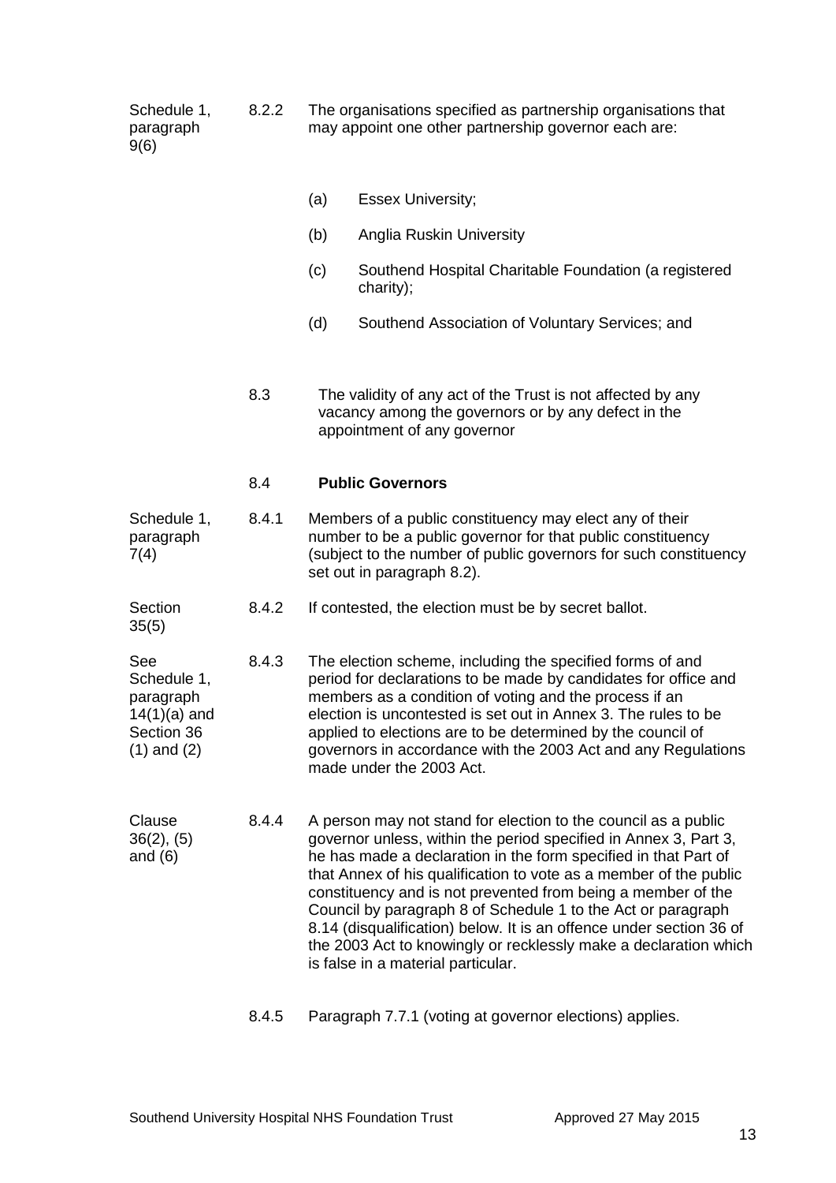Schedule 1, paragraph 9(6) — 8.2.2 The organisations specified as partnership organisations that may appoint one other partnership governor each are:

(a) Essex University;

(b) Anglia Ruskin University

(c) Southend Hospital Charitable Foundation (a registered charity);

(d) Southend Association of Voluntary Services; and

8.3 The validity of any act of the Trust is not affected by any vacancy among the governors or by any defect in the appointment of any governor

### 8.4 Public Governors

Schedule 1, paragraph 7(4) — 8.4.1 Members of a public constituency may elect any of their number to be a public governor for that public constituency (subject to the number of public governors for such constituency set out in paragraph 8.2).

Section 35(5) — 8.4.2 If contested, the election must be by secret ballot.

See Schedule 1, paragraph 14(1)(a) and Section 36 (1) and (2) — 8.4.3 The election scheme, including the specified forms of and period for declarations to be made by candidates for office and members as a condition of voting and the process if an election is uncontested is set out in Annex 3. The rules to be applied to elections are to be determined by the council of governors in accordance with the 2003 Act and any Regulations made under the 2003 Act.

Clause 36(2), (5) and (6) — 8.4.4 A person may not stand for election to the council as a public governor unless, within the period specified in Annex 3, Part 3, he has made a declaration in the form specified in that Part of that Annex of his qualification to vote as a member of the public constituency and is not prevented from being a member of the Council by paragraph 8 of Schedule 1 to the Act or paragraph 8.14 (disqualification) below. It is an offence under section 36 of the 2003 Act to knowingly or recklessly make a declaration which is false in a material particular.

8.4.5 Paragraph 7.7.1 (voting at governor elections) applies.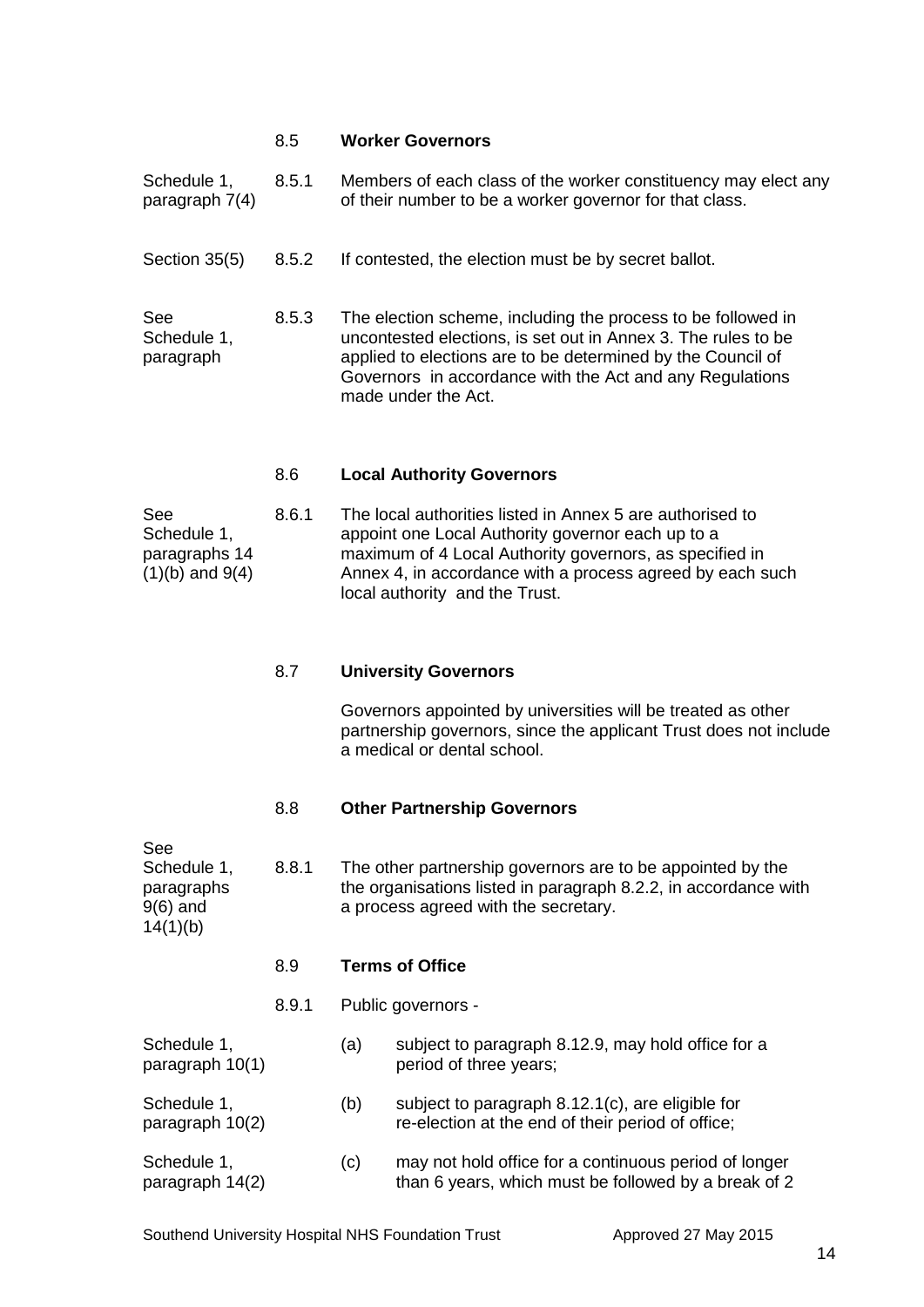### 8.5 Worker Governors

| | | |
|---|---|---|
| Schedule 1, paragraph 7(4) | 8.5.1 | Members of each class of the worker constituency may elect any of their number to be a worker governor for that class. |
| Section 35(5) | 8.5.2 | If contested, the election must be by secret ballot. |
| See Schedule 1, paragraph | 8.5.3 | The election scheme, including the process to be followed in uncontested elections, is set out in Annex 3. The rules to be applied to elections are to be determined by the Council of Governors in accordance with the Act and any Regulations made under the Act. |

### 8.6 Local Authority Governors

| | | |
|---|---|---|
| See Schedule 1, paragraphs 14 (1)(b) and 9(4) | 8.6.1 | The local authorities listed in Annex 5 are authorised to appoint one Local Authority governor each up to a maximum of 4 Local Authority governors, as specified in Annex 4, in accordance with a process agreed by each such local authority and the Trust. |

### 8.7 University Governors

Governors appointed by universities will be treated as other partnership governors, since the applicant Trust does not include a medical or dental school.

### 8.8 Other Partnership Governors

| | | |
|---|---|---|
| See Schedule 1, paragraphs 9(6) and 14(1)(b) | 8.8.1 | The other partnership governors are to be appointed by the the organisations listed in paragraph 8.2.2, in accordance with a process agreed with the secretary. |

### 8.9 Terms of Office

8.9.1 Public governors -

| | | |
|---|---|---|
| Schedule 1, paragraph 10(1) | (a) | subject to paragraph 8.12.9, may hold office for a period of three years; |
| Schedule 1, paragraph 10(2) | (b) | subject to paragraph 8.12.1(c), are eligible for re-election at the end of their period of office; |
| Schedule 1, paragraph 14(2) | (c) | may not hold office for a continuous period of longer than 6 years, which must be followed by a break of 2 |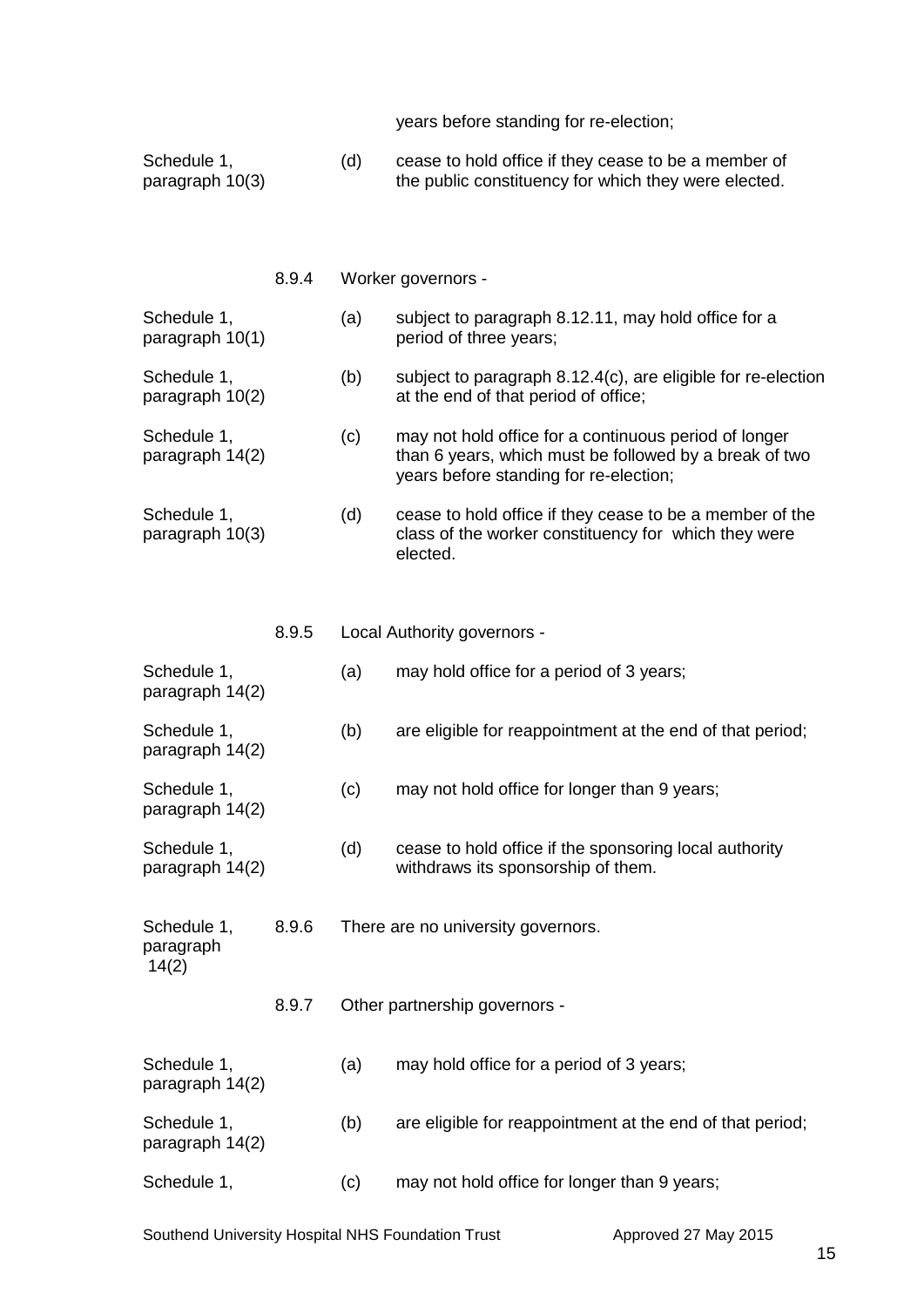years before standing for re-election;

| | | | |
|---|---|---|---|
| Schedule 1, paragraph 10(3) | | (d) | cease to hold office if they cease to be a member of the public constituency for which they were elected. |
| | 8.9.4 | Worker governors - | |
| Schedule 1, paragraph 10(1) | | (a) | subject to paragraph 8.12.11, may hold office for a period of three years; |
| Schedule 1, paragraph 10(2) | | (b) | subject to paragraph 8.12.4(c), are eligible for re-election at the end of that period of office; |
| Schedule 1, paragraph 14(2) | | (c) | may not hold office for a continuous period of longer than 6 years, which must be followed by a break of two years before standing for re-election; |
| Schedule 1, paragraph 10(3) | | (d) | cease to hold office if they cease to be a member of the class of the worker constituency for which they were elected. |
| | 8.9.5 | Local Authority governors - | |
| Schedule 1, paragraph 14(2) | | (a) | may hold office for a period of 3 years; |
| Schedule 1, paragraph 14(2) | | (b) | are eligible for reappointment at the end of that period; |
| Schedule 1, paragraph 14(2) | | (c) | may not hold office for longer than 9 years; |
| Schedule 1, paragraph 14(2) | | (d) | cease to hold office if the sponsoring local authority withdraws its sponsorship of them. |
| Schedule 1, paragraph 14(2) | 8.9.6 | There are no university governors. | |
| | 8.9.7 | Other partnership governors - | |
| Schedule 1, paragraph 14(2) | | (a) | may hold office for a period of 3 years; |
| Schedule 1, paragraph 14(2) | | (b) | are eligible for reappointment at the end of that period; |
| Schedule 1, | | (c) | may not hold office for longer than 9 years; |

Southend University Hospital NHS Foundation Trust Approved 27 May 2015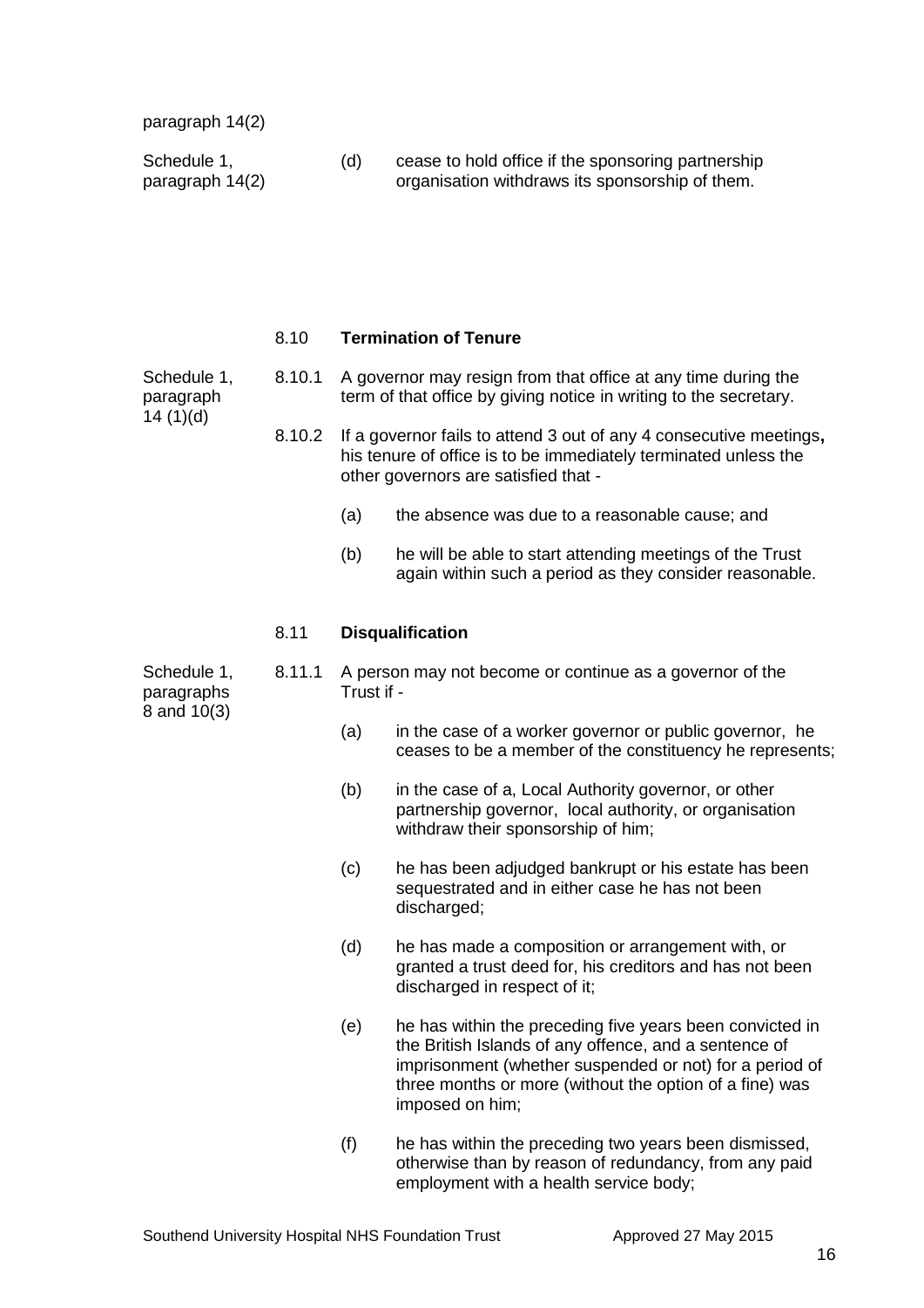paragraph 14(2)

Schedule 1, paragraph 14(2)

(d) cease to hold office if the sponsoring partnership organisation withdraws its sponsorship of them.

### 8.10 **Termination of Tenure**

Schedule 1, paragraph 14 (1)(d)

8.10.1 A governor may resign from that office at any time during the term of that office by giving notice in writing to the secretary.

8.10.2 If a governor fails to attend 3 out of any 4 consecutive meetings**,** his tenure of office is to be immediately terminated unless the other governors are satisfied that -

(a) the absence was due to a reasonable cause; and

(b) he will be able to start attending meetings of the Trust again within such a period as they consider reasonable.

### 8.11 **Disqualification**

Schedule 1, paragraphs 8 and 10(3)

8.11.1 A person may not become or continue as a governor of the Trust if -

(a) in the case of a worker governor or public governor, he ceases to be a member of the constituency he represents;

(b) in the case of a, Local Authority governor, or other partnership governor, local authority, or organisation withdraw their sponsorship of him;

(c) he has been adjudged bankrupt or his estate has been sequestrated and in either case he has not been discharged;

(d) he has made a composition or arrangement with, or granted a trust deed for, his creditors and has not been discharged in respect of it;

(e) he has within the preceding five years been convicted in the British Islands of any offence, and a sentence of imprisonment (whether suspended or not) for a period of three months or more (without the option of a fine) was imposed on him;

(f) he has within the preceding two years been dismissed, otherwise than by reason of redundancy, from any paid employment with a health service body;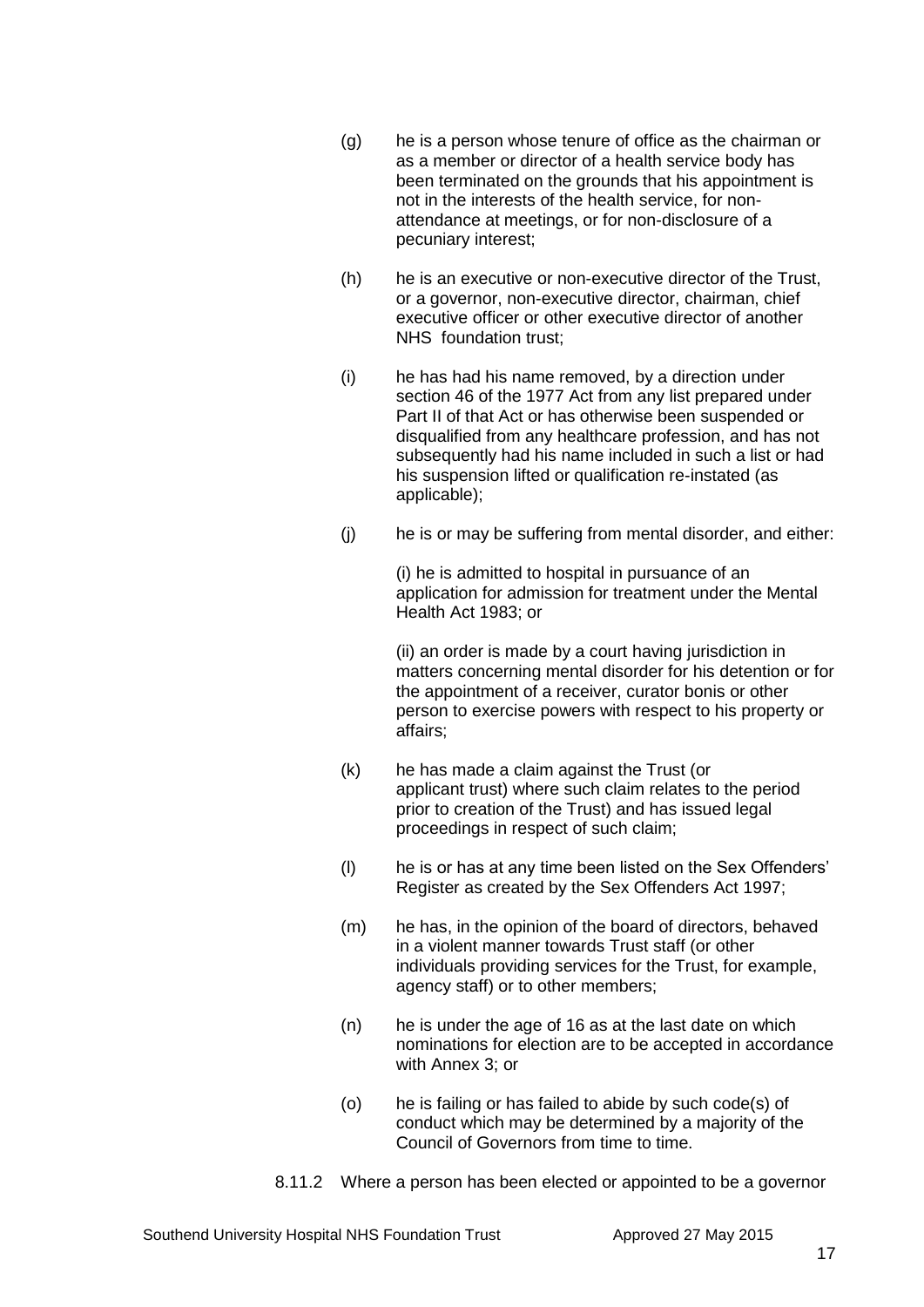(g) he is a person whose tenure of office as the chairman or as a member or director of a health service body has been terminated on the grounds that his appointment is not in the interests of the health service, for non-attendance at meetings, or for non-disclosure of a pecuniary interest;

(h) he is an executive or non-executive director of the Trust, or a governor, non-executive director, chairman, chief executive officer or other executive director of another NHS foundation trust;

(i) he has had his name removed, by a direction under section 46 of the 1977 Act from any list prepared under Part II of that Act or has otherwise been suspended or disqualified from any healthcare profession, and has not subsequently had his name included in such a list or had his suspension lifted or qualification re-instated (as applicable);

(j) he is or may be suffering from mental disorder, and either:

(i) he is admitted to hospital in pursuance of an application for admission for treatment under the Mental Health Act 1983; or

(ii) an order is made by a court having jurisdiction in matters concerning mental disorder for his detention or for the appointment of a receiver, curator bonis or other person to exercise powers with respect to his property or affairs;

(k) he has made a claim against the Trust (or applicant trust) where such claim relates to the period prior to creation of the Trust) and has issued legal proceedings in respect of such claim;

(l) he is or has at any time been listed on the Sex Offenders' Register as created by the Sex Offenders Act 1997;

(m) he has, in the opinion of the board of directors, behaved in a violent manner towards Trust staff (or other individuals providing services for the Trust, for example, agency staff) or to other members;

(n) he is under the age of 16 as at the last date on which nominations for election are to be accepted in accordance with Annex 3; or

(o) he is failing or has failed to abide by such code(s) of conduct which may be determined by a majority of the Council of Governors from time to time.

8.11.2 Where a person has been elected or appointed to be a governor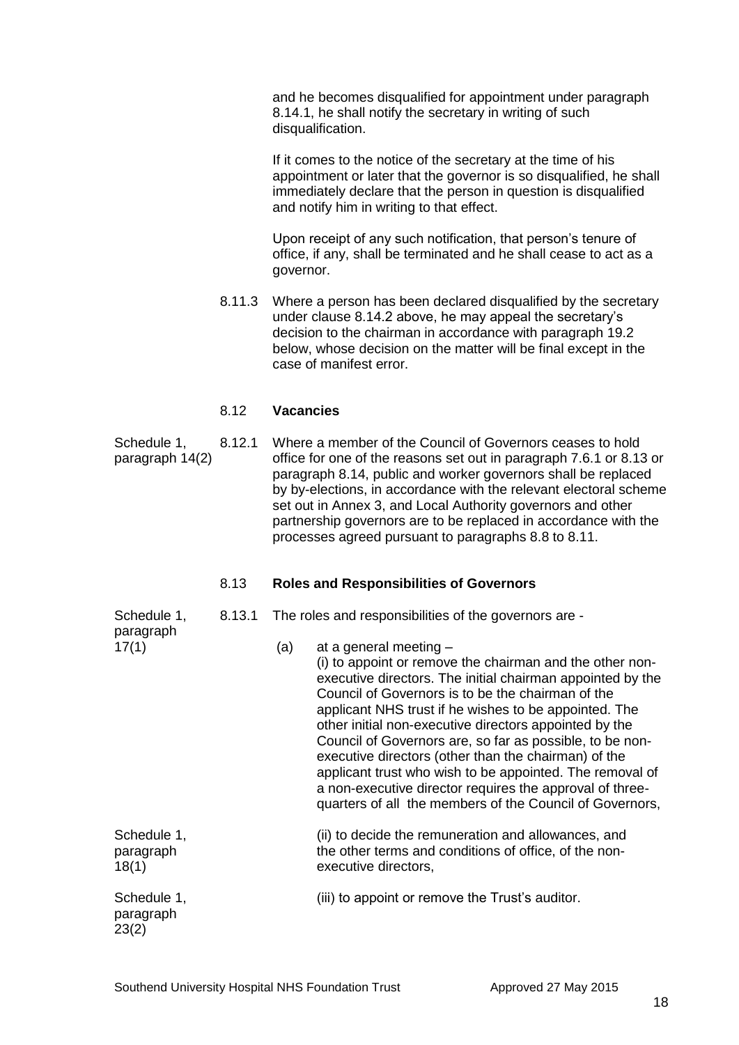and he becomes disqualified for appointment under paragraph 8.14.1, he shall notify the secretary in writing of such disqualification.

If it comes to the notice of the secretary at the time of his appointment or later that the governor is so disqualified, he shall immediately declare that the person in question is disqualified and notify him in writing to that effect.

Upon receipt of any such notification, that person's tenure of office, if any, shall be terminated and he shall cease to act as a governor.

8.11.3 Where a person has been declared disqualified by the secretary under clause 8.14.2 above, he may appeal the secretary's decision to the chairman in accordance with paragraph 19.2 below, whose decision on the matter will be final except in the case of manifest error.

## 8.12 Vacancies

*Schedule 1, paragraph 14(2)*

8.12.1 Where a member of the Council of Governors ceases to hold office for one of the reasons set out in paragraph 7.6.1 or 8.13 or paragraph 8.14, public and worker governors shall be replaced by by-elections, in accordance with the relevant electoral scheme set out in Annex 3, and Local Authority governors and other partnership governors are to be replaced in accordance with the processes agreed pursuant to paragraphs 8.8 to 8.11.

## 8.13 Roles and Responsibilities of Governors

*Schedule 1, paragraph 17(1)*

8.13.1 The roles and responsibilities of the governors are -

(a) at a general meeting –

(i) to appoint or remove the chairman and the other non-executive directors. The initial chairman appointed by the Council of Governors is to be the chairman of the applicant NHS trust if he wishes to be appointed. The other initial non-executive directors appointed by the Council of Governors are, so far as possible, to be non-executive directors (other than the chairman) of the applicant trust who wish to be appointed. The removal of a non-executive director requires the approval of three-quarters of all the members of the Council of Governors,

*Schedule 1, paragraph 18(1)*

(ii) to decide the remuneration and allowances, and the other terms and conditions of office, of the non-executive directors,

*Schedule 1, paragraph 23(2)*

(iii) to appoint or remove the Trust's auditor.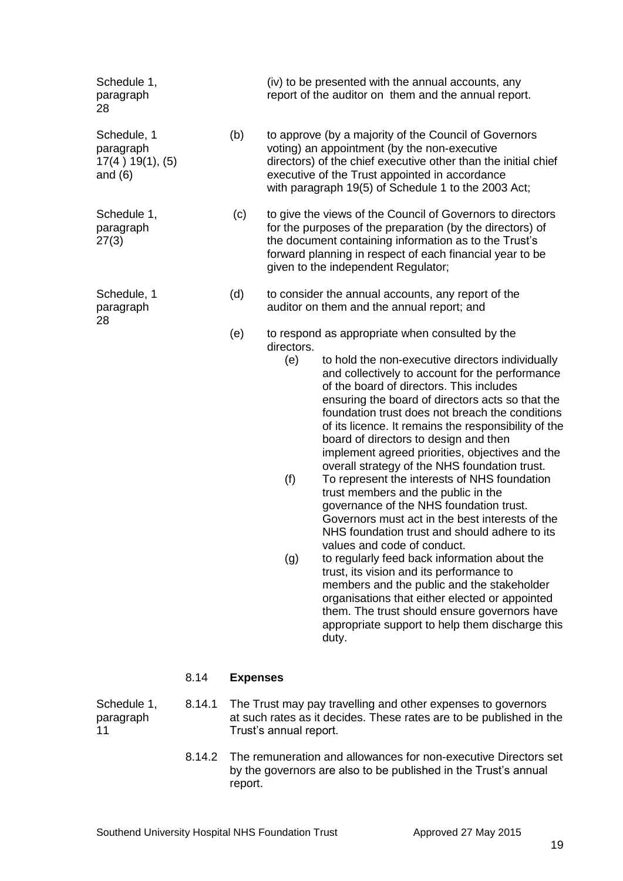Schedule 1, paragraph 28

(iv) to be presented with the annual accounts, any report of the auditor on them and the annual report.

Schedule, 1 paragraph 17(4 ) 19(1), (5) and (6)

(b) to approve (by a majority of the Council of Governors voting) an appointment (by the non-executive directors) of the chief executive other than the initial chief executive of the Trust appointed in accordance with paragraph 19(5) of Schedule 1 to the 2003 Act;

Schedule 1, paragraph 27(3)

(c) to give the views of the Council of Governors to directors for the purposes of the preparation (by the directors) of the document containing information as to the Trust's forward planning in respect of each financial year to be given to the independent Regulator;

Schedule, 1 paragraph 28

(d) to consider the annual accounts, any report of the auditor on them and the annual report; and

(e) to respond as appropriate when consulted by the directors.

- (e) to hold the non-executive directors individually and collectively to account for the performance of the board of directors. This includes ensuring the board of directors acts so that the foundation trust does not breach the conditions of its licence. It remains the responsibility of the board of directors to design and then implement agreed priorities, objectives and the overall strategy of the NHS foundation trust.
- (f) To represent the interests of NHS foundation trust members and the public in the governance of the NHS foundation trust. Governors must act in the best interests of the NHS foundation trust and should adhere to its values and code of conduct.
- (g) to regularly feed back information about the trust, its vision and its performance to members and the public and the stakeholder organisations that either elected or appointed them. The trust should ensure governors have appropriate support to help them discharge this duty.

8.14 **Expenses**

Schedule 1, paragraph 11

8.14.1 The Trust may pay travelling and other expenses to governors at such rates as it decides. These rates are to be published in the Trust's annual report.

8.14.2 The remuneration and allowances for non-executive Directors set by the governors are also to be published in the Trust's annual report.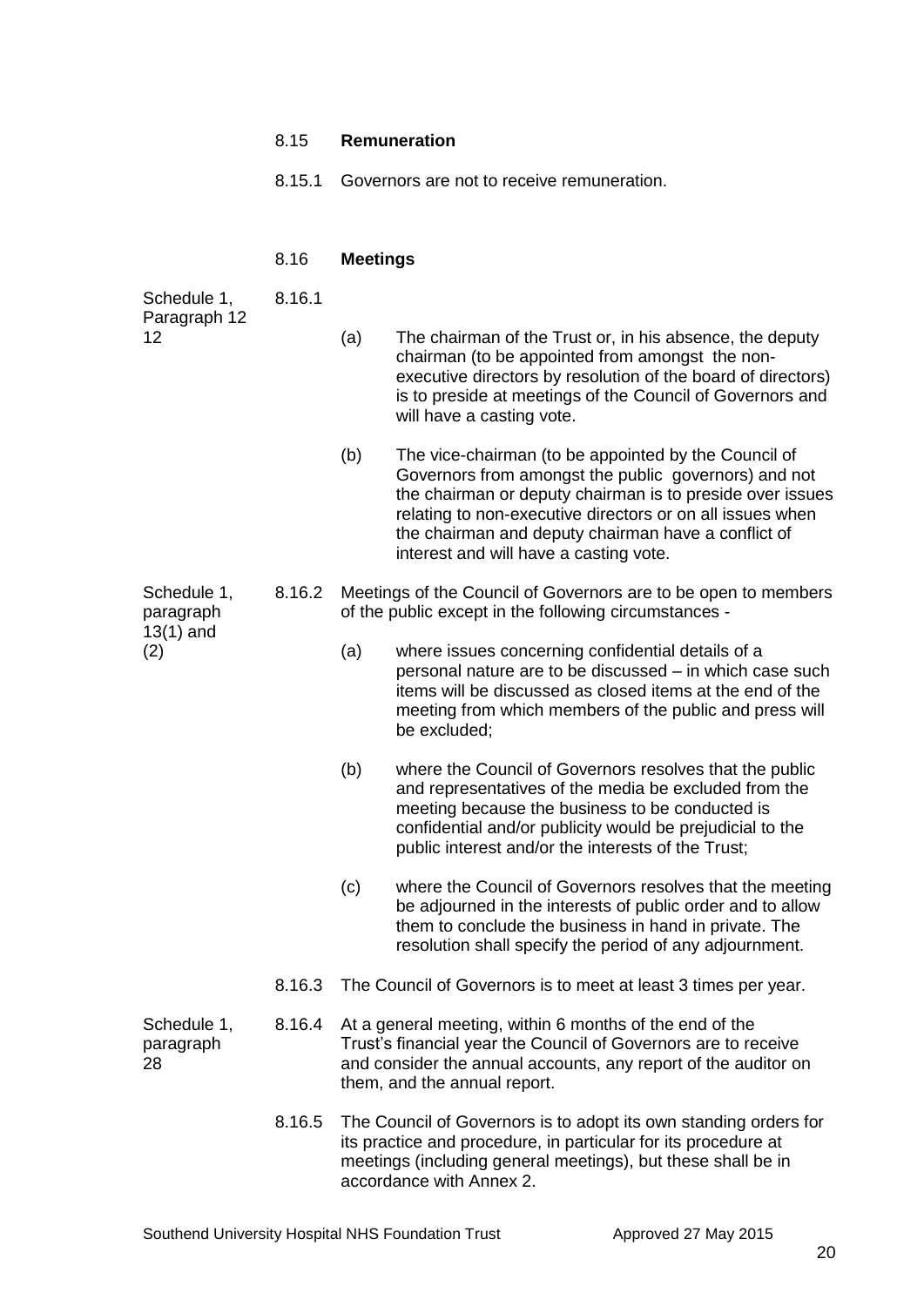### 8.15 Remuneration

8.15.1 Governors are not to receive remuneration.

### 8.16 Meetings

Schedule 1, Paragraph 12

8.16.1

(a) The chairman of the Trust or, in his absence, the deputy chairman (to be appointed from amongst the non-executive directors by resolution of the board of directors) is to preside at meetings of the Council of Governors and will have a casting vote.

(b) The vice-chairman (to be appointed by the Council of Governors from amongst the public governors) and not the chairman or deputy chairman is to preside over issues relating to non-executive directors or on all issues when the chairman and deputy chairman have a conflict of interest and will have a casting vote.

Schedule 1, paragraph 13(1) and (2)

8.16.2 Meetings of the Council of Governors are to be open to members of the public except in the following circumstances -

(a) where issues concerning confidential details of a personal nature are to be discussed – in which case such items will be discussed as closed items at the end of the meeting from which members of the public and press will be excluded;

(b) where the Council of Governors resolves that the public and representatives of the media be excluded from the meeting because the business to be conducted is confidential and/or publicity would be prejudicial to the public interest and/or the interests of the Trust;

(c) where the Council of Governors resolves that the meeting be adjourned in the interests of public order and to allow them to conclude the business in hand in private. The resolution shall specify the period of any adjournment.

8.16.3 The Council of Governors is to meet at least 3 times per year.

Schedule 1, paragraph 28

8.16.4 At a general meeting, within 6 months of the end of the Trust's financial year the Council of Governors are to receive and consider the annual accounts, any report of the auditor on them, and the annual report.

8.16.5 The Council of Governors is to adopt its own standing orders for its practice and procedure, in particular for its procedure at meetings (including general meetings), but these shall be in accordance with Annex 2.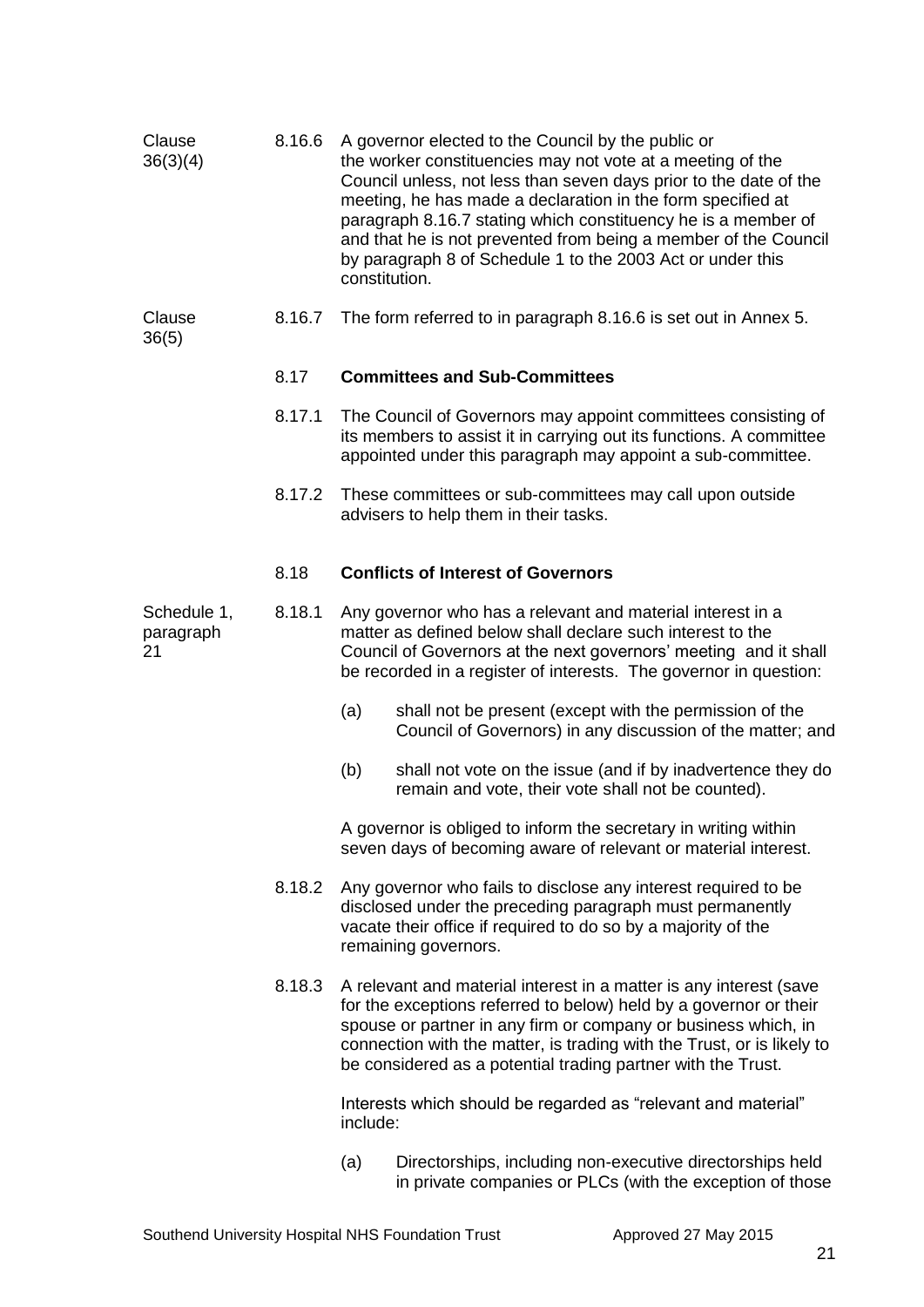Clause 36(3)(4)

8.16.6 A governor elected to the Council by the public or the worker constituencies may not vote at a meeting of the Council unless, not less than seven days prior to the date of the meeting, he has made a declaration in the form specified at paragraph 8.16.7 stating which constituency he is a member of and that he is not prevented from being a member of the Council by paragraph 8 of Schedule 1 to the 2003 Act or under this constitution.

Clause 36(5)

8.16.7 The form referred to in paragraph 8.16.6 is set out in Annex 5.

### 8.17 Committees and Sub-Committees

8.17.1 The Council of Governors may appoint committees consisting of its members to assist it in carrying out its functions. A committee appointed under this paragraph may appoint a sub-committee.

8.17.2 These committees or sub-committees may call upon outside advisers to help them in their tasks.

### 8.18 Conflicts of Interest of Governors

Schedule 1, paragraph 21

8.18.1 Any governor who has a relevant and material interest in a matter as defined below shall declare such interest to the Council of Governors at the next governors' meeting and it shall be recorded in a register of interests. The governor in question:

(a) shall not be present (except with the permission of the Council of Governors) in any discussion of the matter; and

(b) shall not vote on the issue (and if by inadvertence they do remain and vote, their vote shall not be counted).

A governor is obliged to inform the secretary in writing within seven days of becoming aware of relevant or material interest.

8.18.2 Any governor who fails to disclose any interest required to be disclosed under the preceding paragraph must permanently vacate their office if required to do so by a majority of the remaining governors.

8.18.3 A relevant and material interest in a matter is any interest (save for the exceptions referred to below) held by a governor or their spouse or partner in any firm or company or business which, in connection with the matter, is trading with the Trust, or is likely to be considered as a potential trading partner with the Trust.

Interests which should be regarded as "relevant and material" include:

(a) Directorships, including non-executive directorships held in private companies or PLCs (with the exception of those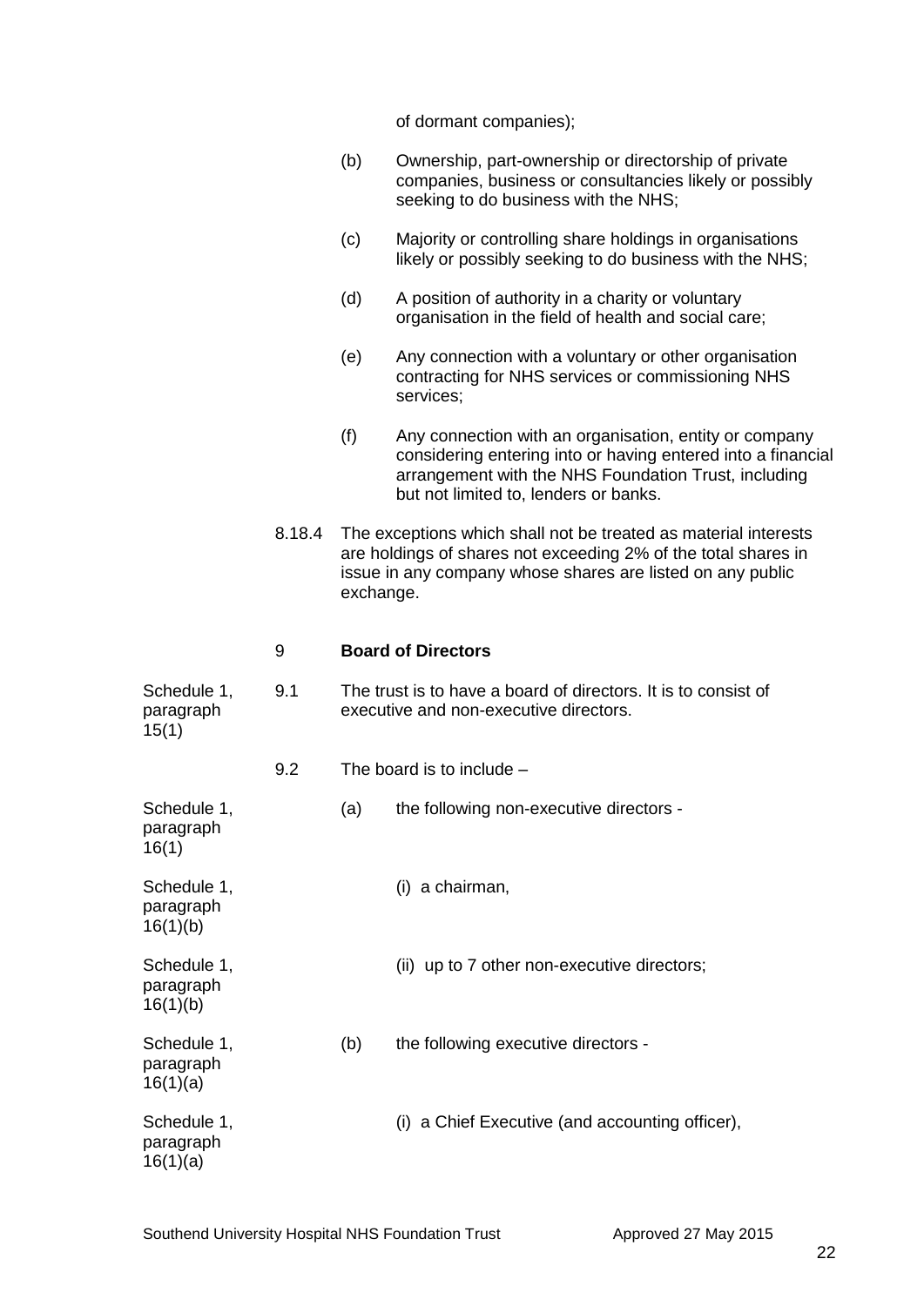of dormant companies);

(b) Ownership, part-ownership or directorship of private companies, business or consultancies likely or possibly seeking to do business with the NHS;

(c) Majority or controlling share holdings in organisations likely or possibly seeking to do business with the NHS;

(d) A position of authority in a charity or voluntary organisation in the field of health and social care;

(e) Any connection with a voluntary or other organisation contracting for NHS services or commissioning NHS services;

(f) Any connection with an organisation, entity or company considering entering into or having entered into a financial arrangement with the NHS Foundation Trust, including but not limited to, lenders or banks.

8.18.4 The exceptions which shall not be treated as material interests are holdings of shares not exceeding 2% of the total shares in issue in any company whose shares are listed on any public exchange.

## 9 Board of Directors

Schedule 1, paragraph 15(1)

9.1 The trust is to have a board of directors. It is to consist of executive and non-executive directors.

9.2 The board is to include –

Schedule 1, paragraph 16(1)

(a) the following non-executive directors -

Schedule 1, paragraph 16(1)(b)

(i) a chairman,

Schedule 1, paragraph 16(1)(b)

(ii) up to 7 other non-executive directors;

Schedule 1, paragraph 16(1)(a)

(b) the following executive directors -

Schedule 1, paragraph 16(1)(a)

(i) a Chief Executive (and accounting officer),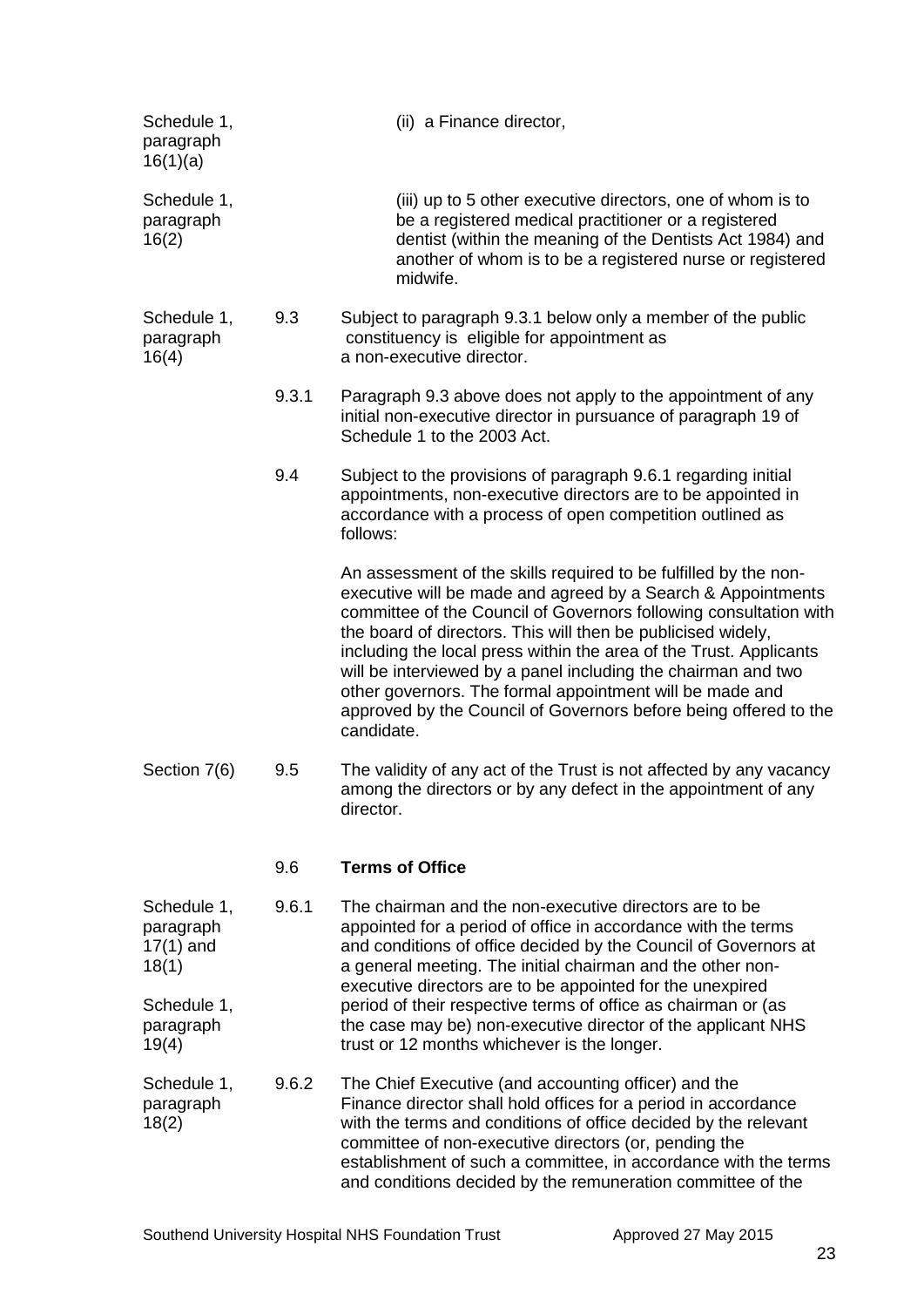| | | |
|---|---|---|
| Schedule 1, paragraph 16(1)(a) | | (ii) a Finance director, |
| Schedule 1, paragraph 16(2) | | (iii) up to 5 other executive directors, one of whom is to be a registered medical practitioner or a registered dentist (within the meaning of the Dentists Act 1984) and another of whom is to be a registered nurse or registered midwife. |
| Schedule 1, paragraph 16(4) | 9.3 | Subject to paragraph 9.3.1 below only a member of the public constituency is eligible for appointment as a non-executive director. |
| | 9.3.1 | Paragraph 9.3 above does not apply to the appointment of any initial non-executive director in pursuance of paragraph 19 of Schedule 1 to the 2003 Act. |
| | 9.4 | Subject to the provisions of paragraph 9.6.1 regarding initial appointments, non-executive directors are to be appointed in accordance with a process of open competition outlined as follows:<br><br>An assessment of the skills required to be fulfilled by the non-executive will be made and agreed by a Search & Appointments committee of the Council of Governors following consultation with the board of directors. This will then be publicised widely, including the local press within the area of the Trust. Applicants will be interviewed by a panel including the chairman and two other governors. The formal appointment will be made and approved by the Council of Governors before being offered to the candidate. |
| Section 7(6) | 9.5 | The validity of any act of the Trust is not affected by any vacancy among the directors or by any defect in the appointment of any director. |
| | 9.6 | **Terms of Office** |
| Schedule 1, paragraph 17(1) and 18(1)<br><br>Schedule 1, paragraph 19(4) | 9.6.1 | The chairman and the non-executive directors are to be appointed for a period of office in accordance with the terms and conditions of office decided by the Council of Governors at a general meeting. The initial chairman and the other non-executive directors are to be appointed for the unexpired period of their respective terms of office as chairman or (as the case may be) non-executive director of the applicant NHS trust or 12 months whichever is the longer. |
| Schedule 1, paragraph 18(2) | 9.6.2 | The Chief Executive (and accounting officer) and the Finance director shall hold offices for a period in accordance with the terms and conditions of office decided by the relevant committee of non-executive directors (or, pending the establishment of such a committee, in accordance with the terms and conditions decided by the remuneration committee of the |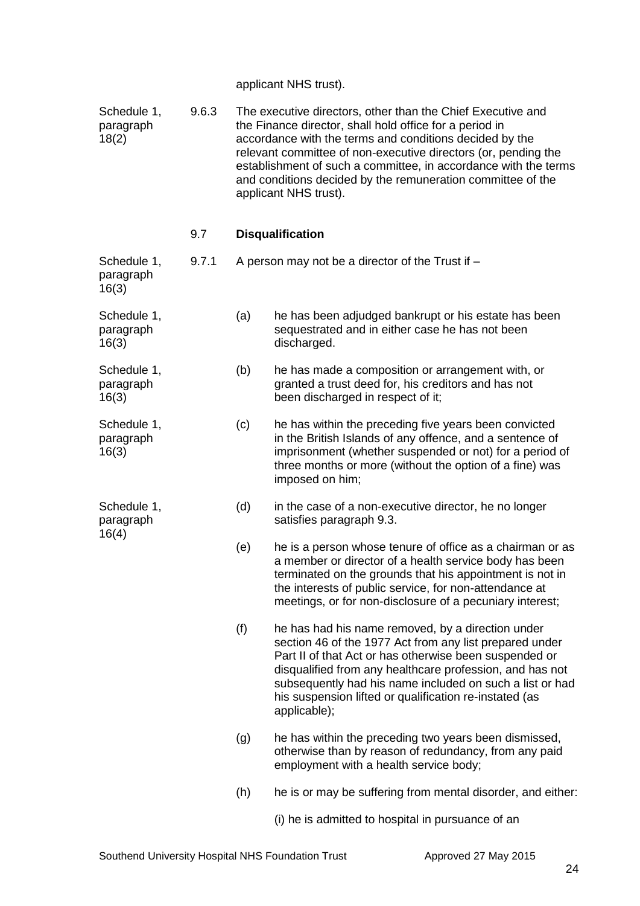applicant NHS trust).

| | | |
|---|---|---|
| Schedule 1, paragraph 18(2) | 9.6.3 | The executive directors, other than the Chief Executive and the Finance director, shall hold office for a period in accordance with the terms and conditions decided by the relevant committee of non-executive directors (or, pending the establishment of such a committee, in accordance with the terms and conditions decided by the remuneration committee of the applicant NHS trust). |

### 9.7 Disqualification

| | | | |
|---|---|---|---|
| Schedule 1, paragraph 16(3) | 9.7.1 | A person may not be a director of the Trust if – | |
| Schedule 1, paragraph 16(3) | | (a) | he has been adjudged bankrupt or his estate has been sequestrated and in either case he has not been discharged. |
| Schedule 1, paragraph 16(3) | | (b) | he has made a composition or arrangement with, or granted a trust deed for, his creditors and has not been discharged in respect of it; |
| Schedule 1, paragraph 16(3) | | (c) | he has within the preceding five years been convicted in the British Islands of any offence, and a sentence of imprisonment (whether suspended or not) for a period of three months or more (without the option of a fine) was imposed on him; |
| Schedule 1, paragraph 16(4) | | (d) | in the case of a non-executive director, he no longer satisfies paragraph 9.3. |
| | | (e) | he is a person whose tenure of office as a chairman or as a member or director of a health service body has been terminated on the grounds that his appointment is not in the interests of public service, for non-attendance at meetings, or for non-disclosure of a pecuniary interest; |
| | | (f) | he has had his name removed, by a direction under section 46 of the 1977 Act from any list prepared under Part II of that Act or has otherwise been suspended or disqualified from any healthcare profession, and has not subsequently had his name included on such a list or had his suspension lifted or qualification re-instated (as applicable); |
| | | (g) | he has within the preceding two years been dismissed, otherwise than by reason of redundancy, from any paid employment with a health service body; |
| | | (h) | he is or may be suffering from mental disorder, and either: |
| | | | (i) he is admitted to hospital in pursuance of an |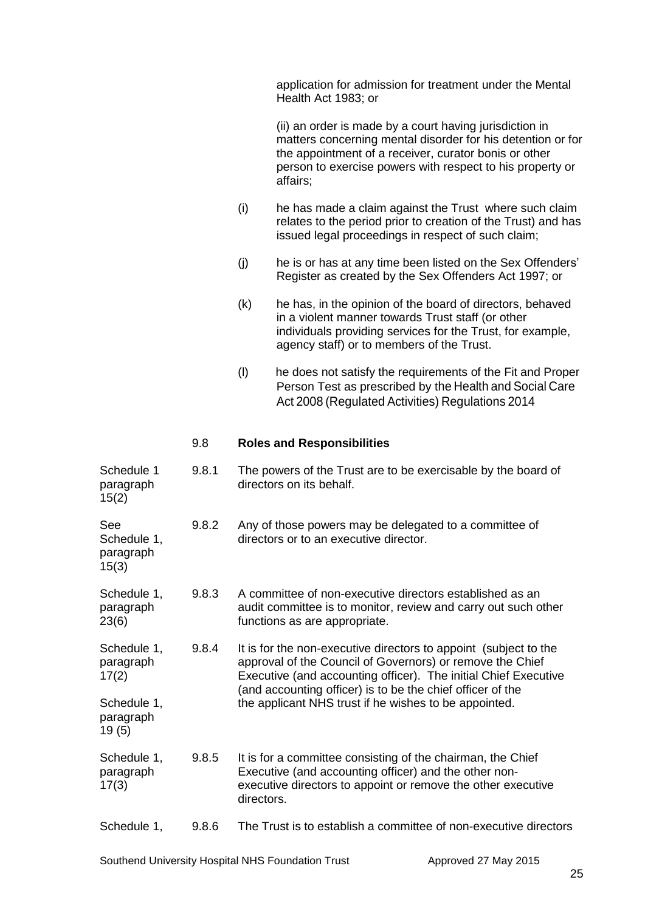application for admission for treatment under the Mental Health Act 1983; or

(ii) an order is made by a court having jurisdiction in matters concerning mental disorder for his detention or for the appointment of a receiver, curator bonis or other person to exercise powers with respect to his property or affairs;

(i) he has made a claim against the Trust where such claim relates to the period prior to creation of the Trust) and has issued legal proceedings in respect of such claim;

(j) he is or has at any time been listed on the Sex Offenders' Register as created by the Sex Offenders Act 1997; or

(k) he has, in the opinion of the board of directors, behaved in a violent manner towards Trust staff (or other individuals providing services for the Trust, for example, agency staff) or to members of the Trust.

(l) he does not satisfy the requirements of the Fit and Proper Person Test as prescribed by the Health and Social Care Act 2008 (Regulated Activities) Regulations 2014

### 9.8 Roles and Responsibilities

| Reference | Clause | Text |
|---|---|---|
| Schedule 1 paragraph 15(2) | 9.8.1 | The powers of the Trust are to be exercisable by the board of directors on its behalf. |
| See Schedule 1, paragraph 15(3) | 9.8.2 | Any of those powers may be delegated to a committee of directors or to an executive director. |
| Schedule 1, paragraph 23(6) | 9.8.3 | A committee of non-executive directors established as an audit committee is to monitor, review and carry out such other functions as are appropriate. |
| Schedule 1, paragraph 17(2) <br> Schedule 1, paragraph 19 (5) | 9.8.4 | It is for the non-executive directors to appoint (subject to the approval of the Council of Governors) or remove the Chief Executive (and accounting officer). The initial Chief Executive (and accounting officer) is to be the chief officer of the the applicant NHS trust if he wishes to be appointed. |
| Schedule 1, paragraph 17(3) | 9.8.5 | It is for a committee consisting of the chairman, the Chief Executive (and accounting officer) and the other non-executive directors to appoint or remove the other executive directors. |
| Schedule 1, | 9.8.6 | The Trust is to establish a committee of non-executive directors |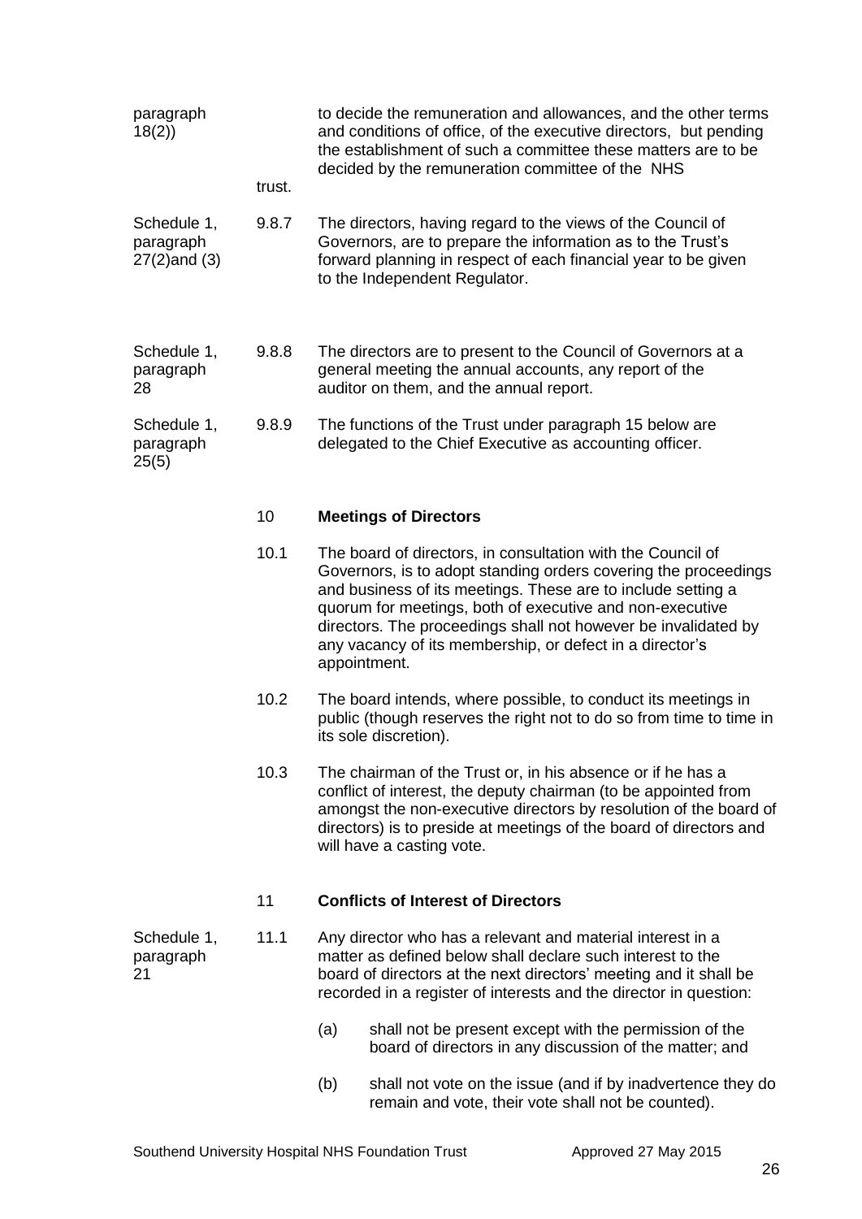paragraph 18(2)) to decide the remuneration and allowances, and the other terms and conditions of office, of the executive directors, but pending the establishment of such a committee these matters are to be decided by the remuneration committee of the NHS trust.

Schedule 1, paragraph 27(2)and (3)

9.8.7 The directors, having regard to the views of the Council of Governors, are to prepare the information as to the Trust's forward planning in respect of each financial year to be given to the Independent Regulator.

Schedule 1, paragraph 28

9.8.8 The directors are to present to the Council of Governors at a general meeting the annual accounts, any report of the auditor on them, and the annual report.

Schedule 1, paragraph 25(5)

9.8.9 The functions of the Trust under paragraph 15 below are delegated to the Chief Executive as accounting officer.

## 10 Meetings of Directors

10.1 The board of directors, in consultation with the Council of Governors, is to adopt standing orders covering the proceedings and business of its meetings. These are to include setting a quorum for meetings, both of executive and non-executive directors. The proceedings shall not however be invalidated by any vacancy of its membership, or defect in a director's appointment.

10.2 The board intends, where possible, to conduct its meetings in public (though reserves the right not to do so from time to time in its sole discretion).

10.3 The chairman of the Trust or, in his absence or if he has a conflict of interest, the deputy chairman (to be appointed from amongst the non-executive directors by resolution of the board of directors) is to preside at meetings of the board of directors and will have a casting vote.

## 11 Conflicts of Interest of Directors

Schedule 1, paragraph 21

11.1 Any director who has a relevant and material interest in a matter as defined below shall declare such interest to the board of directors at the next directors' meeting and it shall be recorded in a register of interests and the director in question:

(a) shall not be present except with the permission of the board of directors in any discussion of the matter; and

(b) shall not vote on the issue (and if by inadvertence they do remain and vote, their vote shall not be counted).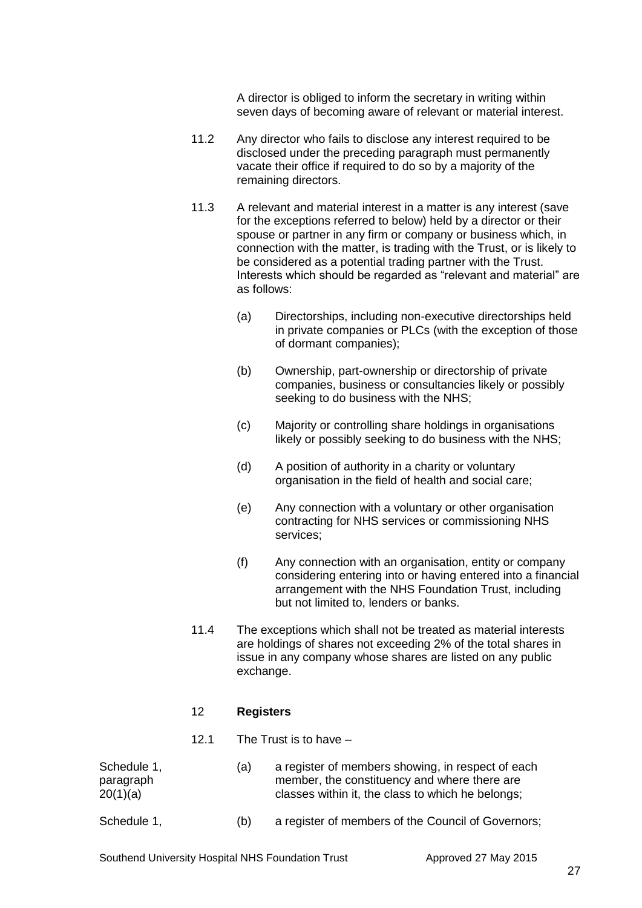A director is obliged to inform the secretary in writing within seven days of becoming aware of relevant or material interest.

11.2 Any director who fails to disclose any interest required to be disclosed under the preceding paragraph must permanently vacate their office if required to do so by a majority of the remaining directors.

11.3 A relevant and material interest in a matter is any interest (save for the exceptions referred to below) held by a director or their spouse or partner in any firm or company or business which, in connection with the matter, is trading with the Trust, or is likely to be considered as a potential trading partner with the Trust. Interests which should be regarded as "relevant and material" are as follows:

(a) Directorships, including non-executive directorships held in private companies or PLCs (with the exception of those of dormant companies);

(b) Ownership, part-ownership or directorship of private companies, business or consultancies likely or possibly seeking to do business with the NHS;

(c) Majority or controlling share holdings in organisations likely or possibly seeking to do business with the NHS;

(d) A position of authority in a charity or voluntary organisation in the field of health and social care;

(e) Any connection with a voluntary or other organisation contracting for NHS services or commissioning NHS services;

(f) Any connection with an organisation, entity or company considering entering into or having entered into a financial arrangement with the NHS Foundation Trust, including but not limited to, lenders or banks.

11.4 The exceptions which shall not be treated as material interests are holdings of shares not exceeding 2% of the total shares in issue in any company whose shares are listed on any public exchange.

## 12 **Registers**

12.1 The Trust is to have –

Schedule 1, paragraph 20(1)(a)

(a) a register of members showing, in respect of each member, the constituency and where there are classes within it, the class to which he belongs;

Schedule 1,

(b) a register of members of the Council of Governors;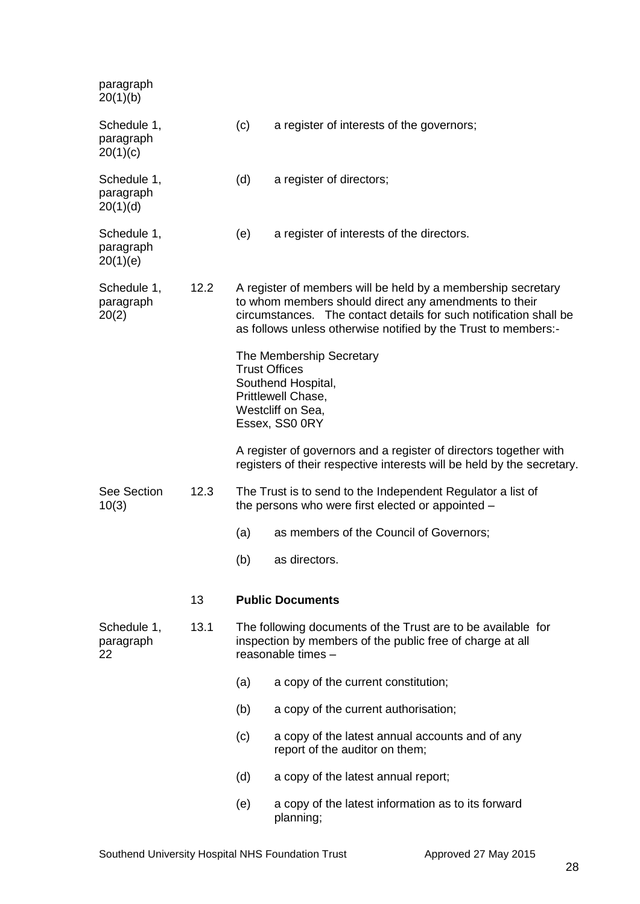| | | | |
|---|---|---|---|
| paragraph 20(1)(b) | | | |
| Schedule 1, paragraph 20(1)(c) | | (c) | a register of interests of the governors; |
| Schedule 1, paragraph 20(1)(d) | | (d) | a register of directors; |
| Schedule 1, paragraph 20(1)(e) | | (e) | a register of interests of the directors. |

Schedule 1, paragraph 20(2)

12.2 A register of members will be held by a membership secretary to whom members should direct any amendments to their circumstances. The contact details for such notification shall be as follows unless otherwise notified by the Trust to members:-

The Membership Secretary
Trust Offices
Southend Hospital,
Prittlewell Chase,
Westcliff on Sea,
Essex, SS0 0RY

A register of governors and a register of directors together with registers of their respective interests will be held by the secretary.

See Section 10(3)

12.3 The Trust is to send to the Independent Regulator a list of the persons who were first elected or appointed –

(a) as members of the Council of Governors;

(b) as directors.

## 13 Public Documents

Schedule 1, paragraph 22

13.1 The following documents of the Trust are to be available for inspection by members of the public free of charge at all reasonable times –

(a) a copy of the current constitution;

(b) a copy of the current authorisation;

(c) a copy of the latest annual accounts and of any report of the auditor on them;

(d) a copy of the latest annual report;

(e) a copy of the latest information as to its forward planning;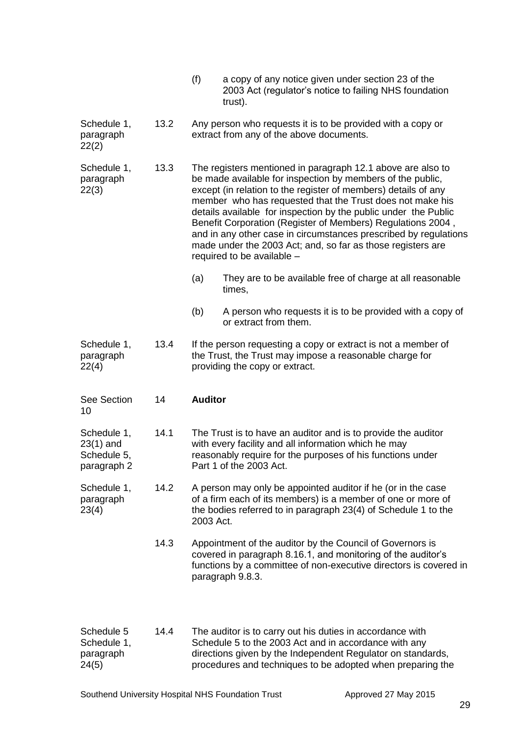(f) a copy of any notice given under section 23 of the 2003 Act (regulator's notice to failing NHS foundation trust).

| Reference | Para | Text |
|---|---|---|
| Schedule 1, paragraph 22(2) | 13.2 | Any person who requests it is to be provided with a copy or extract from any of the above documents. |
| Schedule 1, paragraph 22(3) | 13.3 | The registers mentioned in paragraph 12.1 above are also to be made available for inspection by members of the public, except (in relation to the register of members) details of any member who has requested that the Trust does not make his details available for inspection by the public under the Public Benefit Corporation (Register of Members) Regulations 2004 , and in any other case in circumstances prescribed by regulations made under the 2003 Act; and, so far as those registers are required to be available –<br><br>(a) They are to be available free of charge at all reasonable times,<br><br>(b) A person who requests it is to be provided with a copy of or extract from them. |
| Schedule 1, paragraph 22(4) | 13.4 | If the person requesting a copy or extract is not a member of the Trust, the Trust may impose a reasonable charge for providing the copy or extract. |
| See Section 10 | 14 | **Auditor** |
| Schedule 1, 23(1) and Schedule 5, paragraph 2 | 14.1 | The Trust is to have an auditor and is to provide the auditor with every facility and all information which he may reasonably require for the purposes of his functions under Part 1 of the 2003 Act. |
| Schedule 1, paragraph 23(4) | 14.2 | A person may only be appointed auditor if he (or in the case of a firm each of its members) is a member of one or more of the bodies referred to in paragraph 23(4) of Schedule 1 to the 2003 Act. |
| | 14.3 | Appointment of the auditor by the Council of Governors is covered in paragraph 8.16.1, and monitoring of the auditor's functions by a committee of non-executive directors is covered in paragraph 9.8.3. |
| Schedule 5 Schedule 1, paragraph 24(5) | 14.4 | The auditor is to carry out his duties in accordance with Schedule 5 to the 2003 Act and in accordance with any directions given by the Independent Regulator on standards, procedures and techniques to be adopted when preparing the |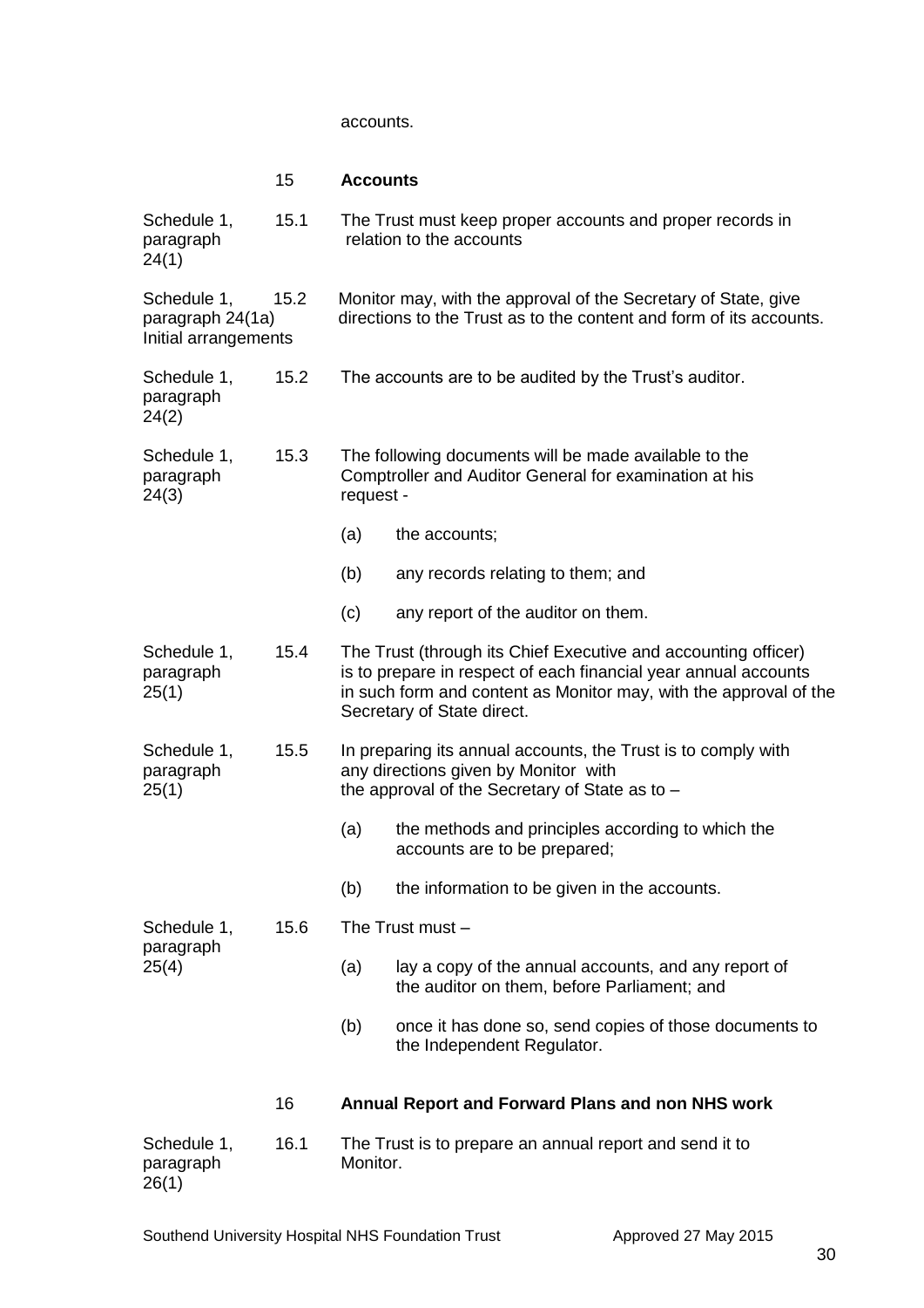accounts.

| | | |
|---|---|---|
| | **15** | **Accounts** |
| Schedule 1, paragraph 24(1) | 15.1 | The Trust must keep proper accounts and proper records in relation to the accounts |
| Schedule 1, paragraph 24(1a) Initial arrangements | 15.2 | Monitor may, with the approval of the Secretary of State, give directions to the Trust as to the content and form of its accounts. |
| Schedule 1, paragraph 24(2) | 15.2 | The accounts are to be audited by the Trust's auditor. |
| Schedule 1, paragraph 24(3) | 15.3 | The following documents will be made available to the Comptroller and Auditor General for examination at his request - (a) the accounts; (b) any records relating to them; and (c) any report of the auditor on them. |
| Schedule 1, paragraph 25(1) | 15.4 | The Trust (through its Chief Executive and accounting officer) is to prepare in respect of each financial year annual accounts in such form and content as Monitor may, with the approval of the Secretary of State direct. |
| Schedule 1, paragraph 25(1) | 15.5 | In preparing its annual accounts, the Trust is to comply with any directions given by Monitor with the approval of the Secretary of State as to – (a) the methods and principles according to which the accounts are to be prepared; (b) the information to be given in the accounts. |
| Schedule 1, paragraph 25(4) | 15.6 | The Trust must – (a) lay a copy of the annual accounts, and any report of the auditor on them, before Parliament; and (b) once it has done so, send copies of those documents to the Independent Regulator. |
| | **16** | **Annual Report and Forward Plans and non NHS work** |
| Schedule 1, paragraph 26(1) | 16.1 | The Trust is to prepare an annual report and send it to Monitor. |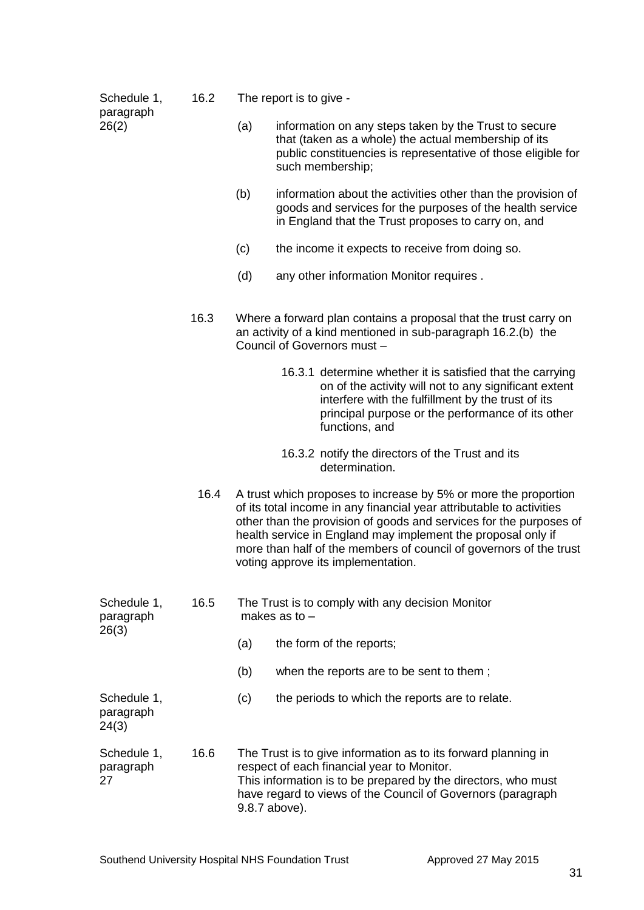| | | |
|---|---|---|
| Schedule 1, paragraph 26(2) | 16.2 | The report is to give -<br><br>(a) information on any steps taken by the Trust to secure that (taken as a whole) the actual membership of its public constituencies is representative of those eligible for such membership;<br><br>(b) information about the activities other than the provision of goods and services for the purposes of the health service in England that the Trust proposes to carry on, and<br><br>(c) the income it expects to receive from doing so.<br><br>(d) any other information Monitor requires . |
| | 16.3 | Where a forward plan contains a proposal that the trust carry on an activity of a kind mentioned in sub-paragraph 16.2.(b) the Council of Governors must –<br><br>16.3.1 determine whether it is satisfied that the carrying on of the activity will not to any significant extent interfere with the fulfillment by the trust of its principal purpose or the performance of its other functions, and<br><br>16.3.2 notify the directors of the Trust and its determination. |
| | 16.4 | A trust which proposes to increase by 5% or more the proportion of its total income in any financial year attributable to activities other than the provision of goods and services for the purposes of health service in England may implement the proposal only if more than half of the members of council of governors of the trust voting approve its implementation. |
| Schedule 1, paragraph 26(3) | 16.5 | The Trust is to comply with any decision Monitor makes as to –<br><br>(a) the form of the reports;<br><br>(b) when the reports are to be sent to them ; |
| Schedule 1, paragraph 24(3) | | (c) the periods to which the reports are to relate. |
| Schedule 1, paragraph 27 | 16.6 | The Trust is to give information as to its forward planning in respect of each financial year to Monitor.<br>This information is to be prepared by the directors, who must have regard to views of the Council of Governors (paragraph 9.8.7 above). |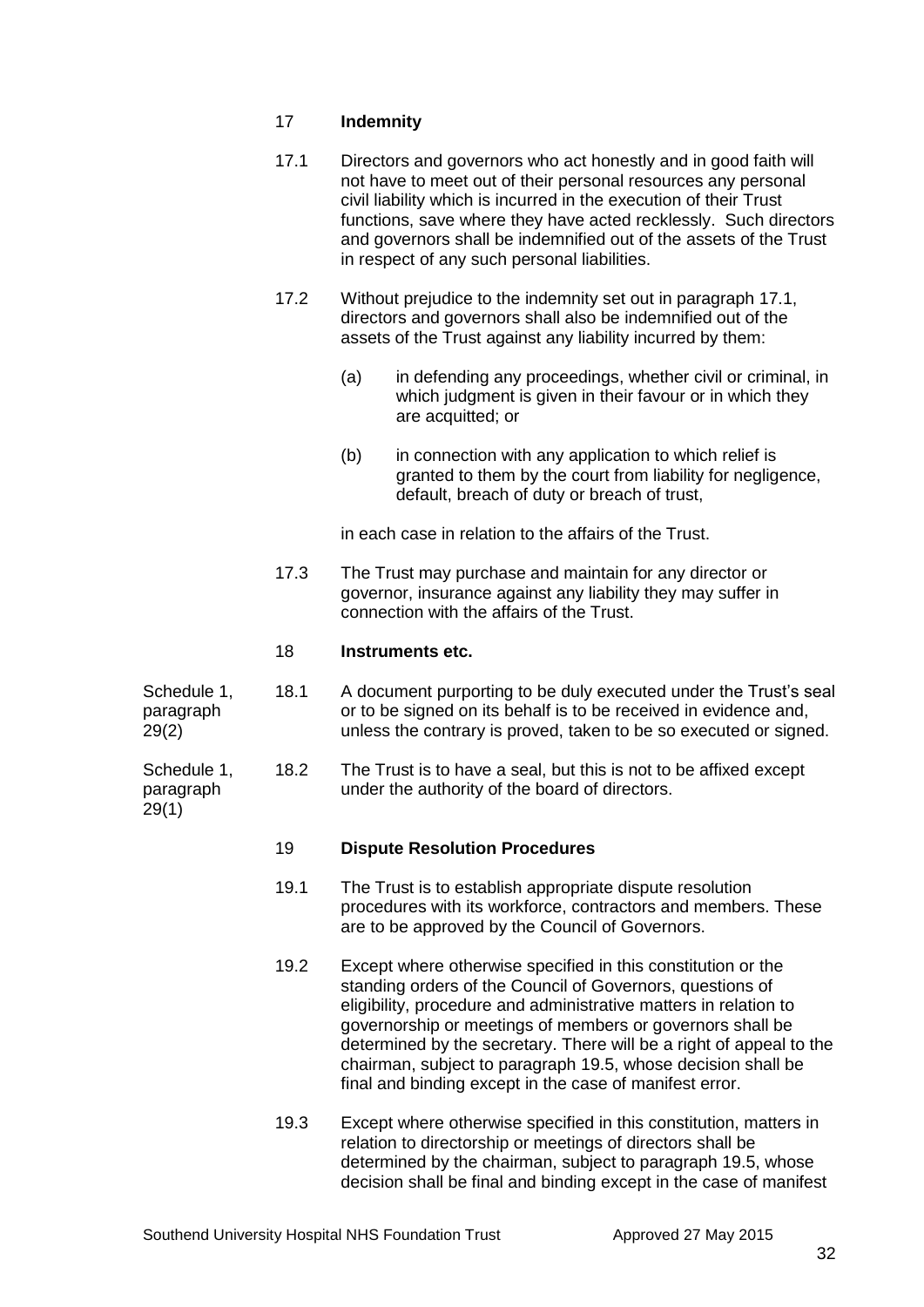## 17 Indemnity

17.1 Directors and governors who act honestly and in good faith will not have to meet out of their personal resources any personal civil liability which is incurred in the execution of their Trust functions, save where they have acted recklessly. Such directors and governors shall be indemnified out of the assets of the Trust in respect of any such personal liabilities.

17.2 Without prejudice to the indemnity set out in paragraph 17.1, directors and governors shall also be indemnified out of the assets of the Trust against any liability incurred by them:

(a) in defending any proceedings, whether civil or criminal, in which judgment is given in their favour or in which they are acquitted; or

(b) in connection with any application to which relief is granted to them by the court from liability for negligence, default, breach of duty or breach of trust,

in each case in relation to the affairs of the Trust.

17.3 The Trust may purchase and maintain for any director or governor, insurance against any liability they may suffer in connection with the affairs of the Trust.

## 18 Instruments etc.

Schedule 1, paragraph 29(2)

18.1 A document purporting to be duly executed under the Trust's seal or to be signed on its behalf is to be received in evidence and, unless the contrary is proved, taken to be so executed or signed.

Schedule 1, paragraph 29(1)

18.2 The Trust is to have a seal, but this is not to be affixed except under the authority of the board of directors.

## 19 Dispute Resolution Procedures

19.1 The Trust is to establish appropriate dispute resolution procedures with its workforce, contractors and members. These are to be approved by the Council of Governors.

19.2 Except where otherwise specified in this constitution or the standing orders of the Council of Governors, questions of eligibility, procedure and administrative matters in relation to governorship or meetings of members or governors shall be determined by the secretary. There will be a right of appeal to the chairman, subject to paragraph 19.5, whose decision shall be final and binding except in the case of manifest error.

19.3 Except where otherwise specified in this constitution, matters in relation to directorship or meetings of directors shall be determined by the chairman, subject to paragraph 19.5, whose decision shall be final and binding except in the case of manifest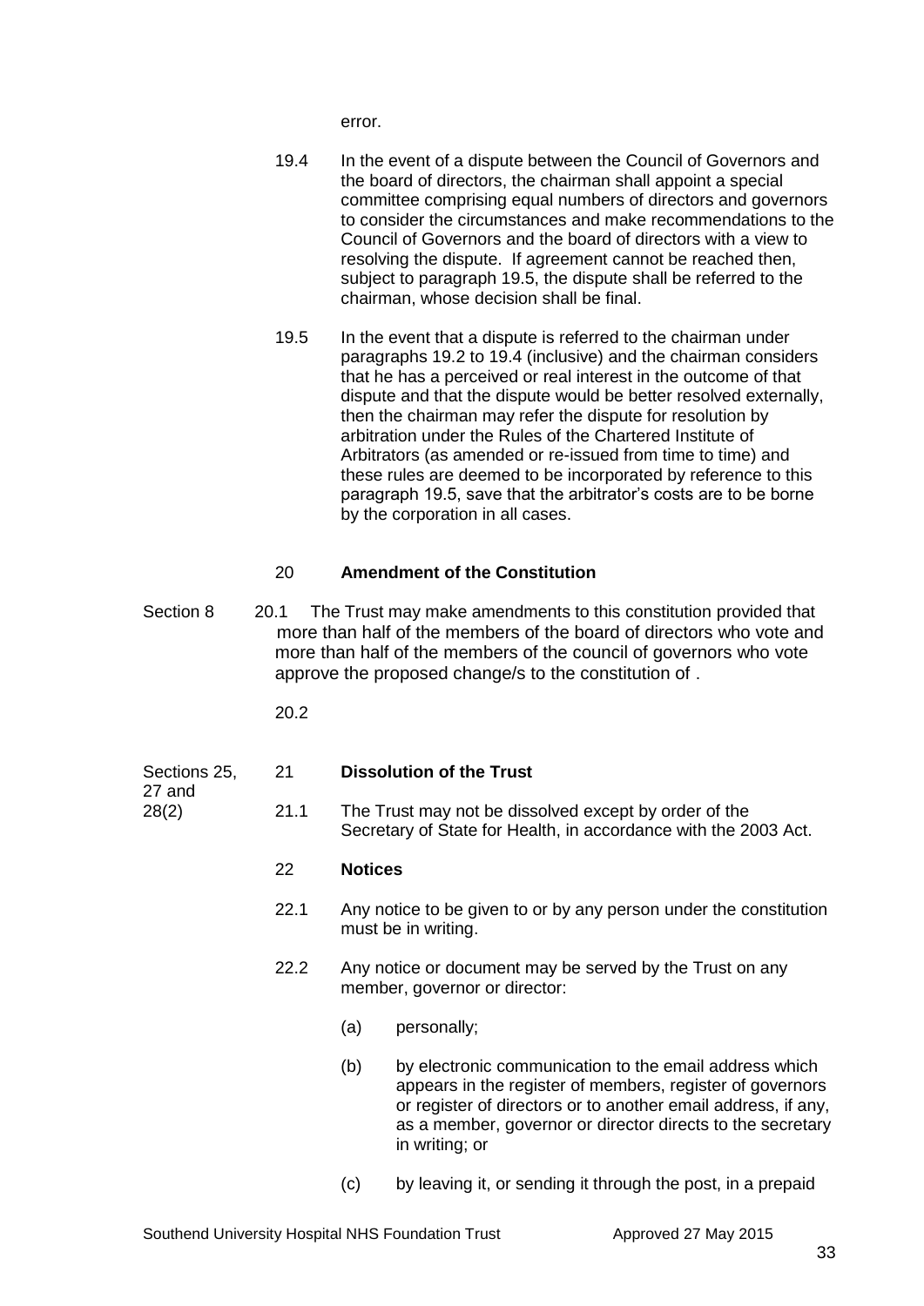error.

19.4 In the event of a dispute between the Council of Governors and the board of directors, the chairman shall appoint a special committee comprising equal numbers of directors and governors to consider the circumstances and make recommendations to the Council of Governors and the board of directors with a view to resolving the dispute. If agreement cannot be reached then, subject to paragraph 19.5, the dispute shall be referred to the chairman, whose decision shall be final.

19.5 In the event that a dispute is referred to the chairman under paragraphs 19.2 to 19.4 (inclusive) and the chairman considers that he has a perceived or real interest in the outcome of that dispute and that the dispute would be better resolved externally, then the chairman may refer the dispute for resolution by arbitration under the Rules of the Chartered Institute of Arbitrators (as amended or re-issued from time to time) and these rules are deemed to be incorporated by reference to this paragraph 19.5, save that the arbitrator's costs are to be borne by the corporation in all cases.

## 20 Amendment of the Constitution

Section 8

20.1 The Trust may make amendments to this constitution provided that more than half of the members of the board of directors who vote and more than half of the members of the council of governors who vote approve the proposed change/s to the constitution of .

20.2

## 21 Dissolution of the Trust

Sections 25, 27 and 28(2)

21.1 The Trust may not be dissolved except by order of the Secretary of State for Health, in accordance with the 2003 Act.

## 22 Notices

22.1 Any notice to be given to or by any person under the constitution must be in writing.

22.2 Any notice or document may be served by the Trust on any member, governor or director:

(a) personally;

(b) by electronic communication to the email address which appears in the register of members, register of governors or register of directors or to another email address, if any, as a member, governor or director directs to the secretary in writing; or

(c) by leaving it, or sending it through the post, in a prepaid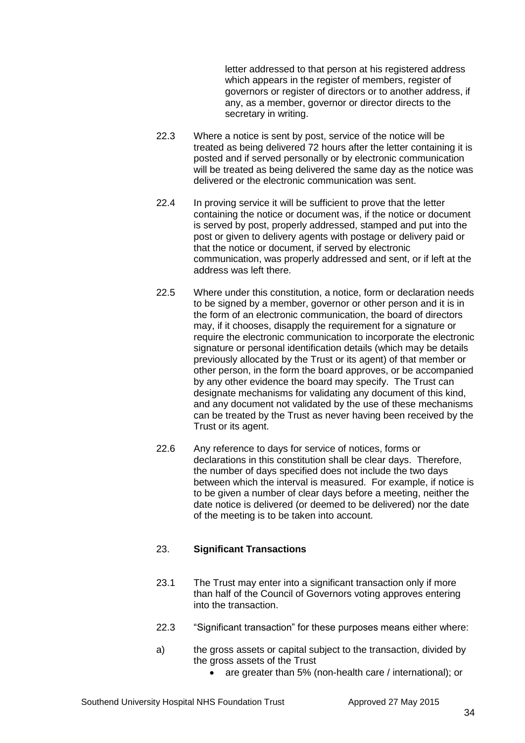letter addressed to that person at his registered address which appears in the register of members, register of governors or register of directors or to another address, if any, as a member, governor or director directs to the secretary in writing.

22.3 Where a notice is sent by post, service of the notice will be treated as being delivered 72 hours after the letter containing it is posted and if served personally or by electronic communication will be treated as being delivered the same day as the notice was delivered or the electronic communication was sent.

22.4 In proving service it will be sufficient to prove that the letter containing the notice or document was, if the notice or document is served by post, properly addressed, stamped and put into the post or given to delivery agents with postage or delivery paid or that the notice or document, if served by electronic communication, was properly addressed and sent, or if left at the address was left there.

22.5 Where under this constitution, a notice, form or declaration needs to be signed by a member, governor or other person and it is in the form of an electronic communication, the board of directors may, if it chooses, disapply the requirement for a signature or require the electronic communication to incorporate the electronic signature or personal identification details (which may be details previously allocated by the Trust or its agent) of that member or other person, in the form the board approves, or be accompanied by any other evidence the board may specify. The Trust can designate mechanisms for validating any document of this kind, and any document not validated by the use of these mechanisms can be treated by the Trust as never having been received by the Trust or its agent.

22.6 Any reference to days for service of notices, forms or declarations in this constitution shall be clear days. Therefore, the number of days specified does not include the two days between which the interval is measured. For example, if notice is to be given a number of clear days before a meeting, neither the date notice is delivered (or deemed to be delivered) nor the date of the meeting is to be taken into account.

## 23. **Significant Transactions**

23.1 The Trust may enter into a significant transaction only if more than half of the Council of Governors voting approves entering into the transaction.

22.3 “Significant transaction” for these purposes means either where:

a) the gross assets or capital subject to the transaction, divided by the gross assets of the Trust

- are greater than 5% (non-health care / international); or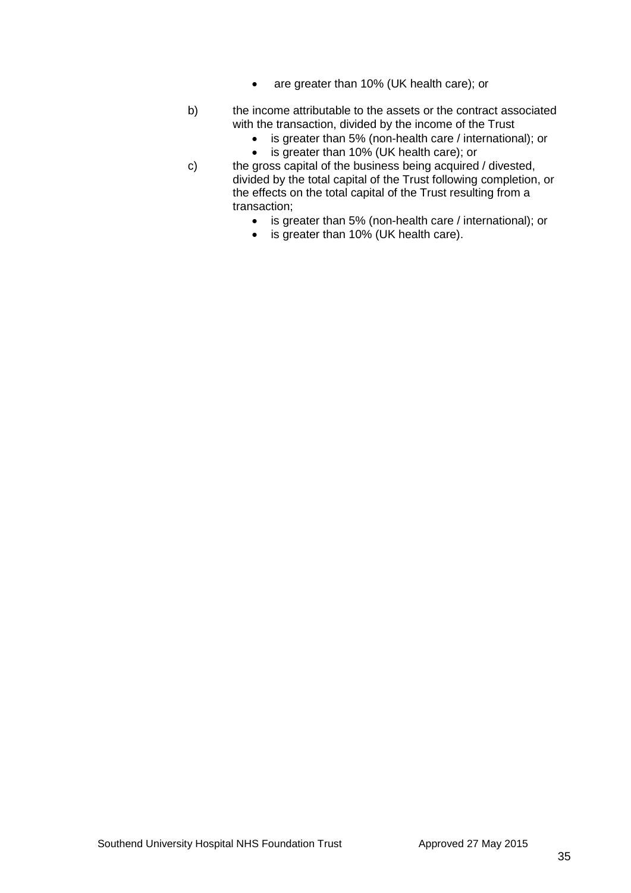- are greater than 10% (UK health care); or

b) the income attributable to the assets or the contract associated with the transaction, divided by the income of the Trust
   - is greater than 5% (non-health care / international); or
   - is greater than 10% (UK health care); or

c) the gross capital of the business being acquired / divested, divided by the total capital of the Trust following completion, or the effects on the total capital of the Trust resulting from a transaction;
   - is greater than 5% (non-health care / international); or
   - is greater than 10% (UK health care).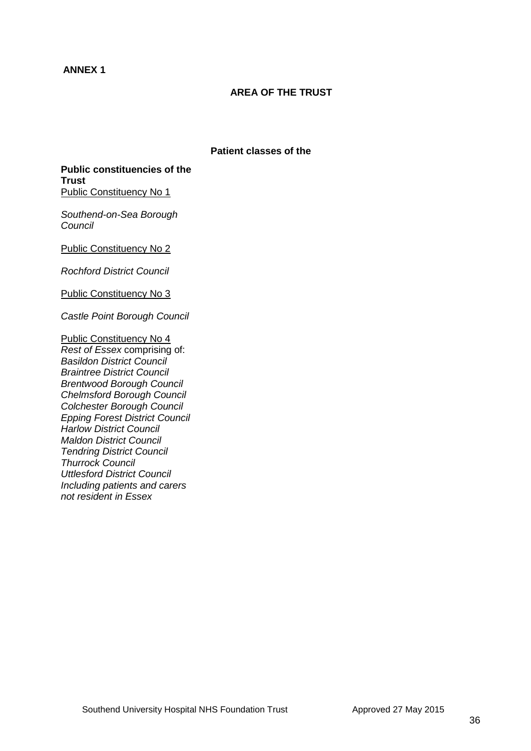**ANNEX 1**

**AREA OF THE TRUST**

**Patient classes of the**

**Public constituencies of the Trust**

Public Constituency No 1

*Southend-on-Sea Borough Council*

Public Constituency No 2

*Rochford District Council*

Public Constituency No 3

*Castle Point Borough Council*

Public Constituency No 4

*Rest of Essex* comprising of:
*Basildon District Council*
*Braintree District Council*
*Brentwood Borough Council*
*Chelmsford Borough Council*
*Colchester Borough Council*
*Epping Forest District Council*
*Harlow District Council*
*Maldon District Council*
*Tendring District Council*
*Thurrock Council*
*Uttlesford District Council*
*Including patients and carers not resident in Essex*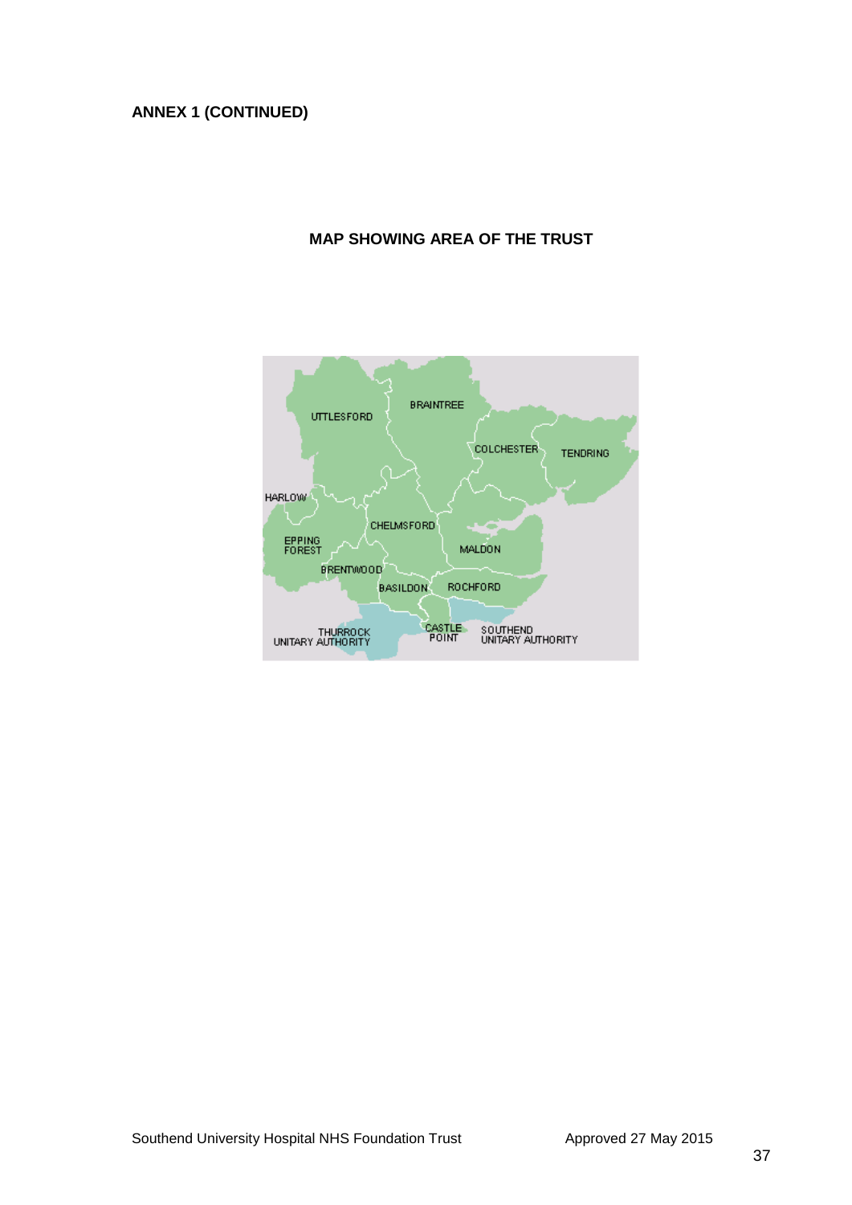**ANNEX 1 (CONTINUED)**

**MAP SHOWING AREA OF THE TRUST**

UTTLESFORD

BRAINTREE

COLCHESTER

TENDRING

HARLOW

CHELMSFORD

EPPING FOREST

MALDON

BRENTWOOD

BASILDON

ROCHFORD

THURROCK UNITARY AUTHORITY

CASTLE POINT

SOUTHEND UNITARY AUTHORITY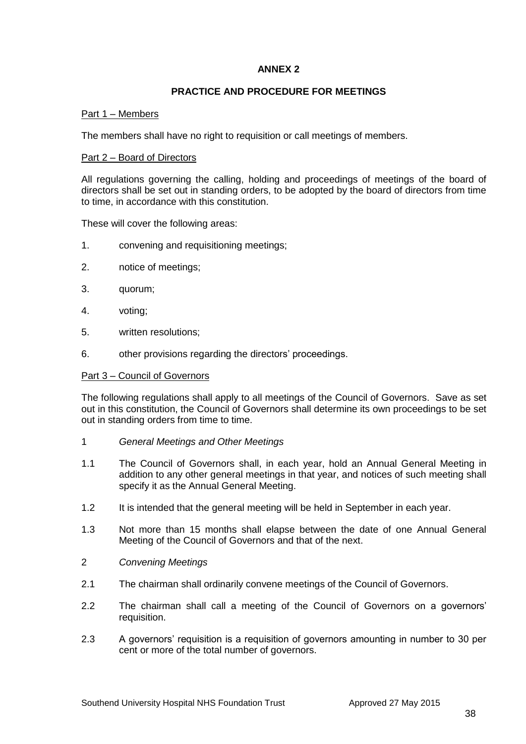# ANNEX 2

## PRACTICE AND PROCEDURE FOR MEETINGS

Part 1 – Members

The members shall have no right to requisition or call meetings of members.

Part 2 – Board of Directors

All regulations governing the calling, holding and proceedings of meetings of the board of directors shall be set out in standing orders, to be adopted by the board of directors from time to time, in accordance with this constitution.

These will cover the following areas:

1. convening and requisitioning meetings;
2. notice of meetings;
3. quorum;
4. voting;
5. written resolutions;
6. other provisions regarding the directors' proceedings.

Part 3 – Council of Governors

The following regulations shall apply to all meetings of the Council of Governors. Save as set out in this constitution, the Council of Governors shall determine its own proceedings to be set out in standing orders from time to time.

1 *General Meetings and Other Meetings*

1.1 The Council of Governors shall, in each year, hold an Annual General Meeting in addition to any other general meetings in that year, and notices of such meeting shall specify it as the Annual General Meeting.

1.2 It is intended that the general meeting will be held in September in each year.

1.3 Not more than 15 months shall elapse between the date of one Annual General Meeting of the Council of Governors and that of the next.

2 *Convening Meetings*

2.1 The chairman shall ordinarily convene meetings of the Council of Governors.

2.2 The chairman shall call a meeting of the Council of Governors on a governors' requisition.

2.3 A governors' requisition is a requisition of governors amounting in number to 30 per cent or more of the total number of governors.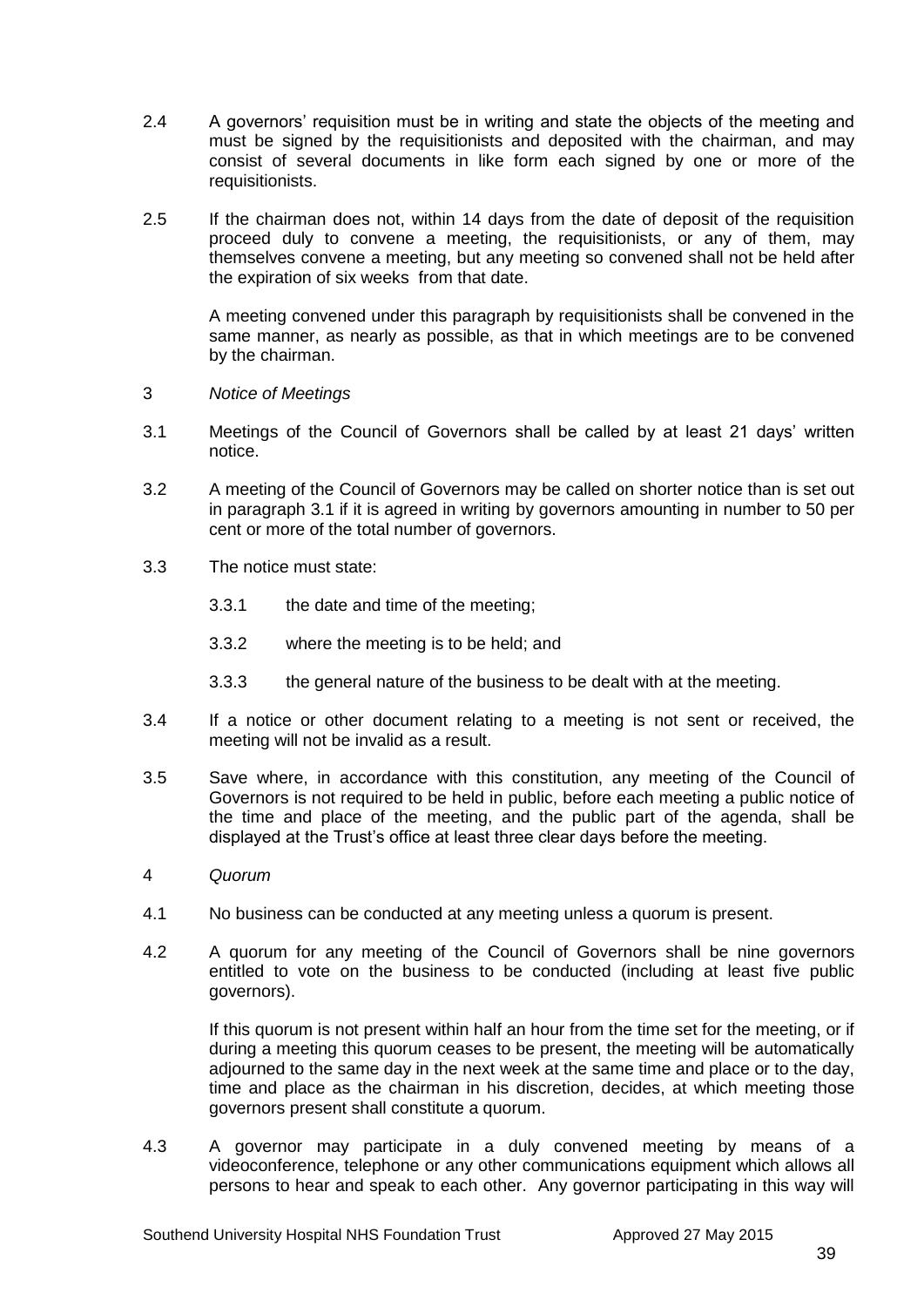2.4 A governors' requisition must be in writing and state the objects of the meeting and must be signed by the requisitionists and deposited with the chairman, and may consist of several documents in like form each signed by one or more of the requisitionists.

2.5 If the chairman does not, within 14 days from the date of deposit of the requisition proceed duly to convene a meeting, the requisitionists, or any of them, may themselves convene a meeting, but any meeting so convened shall not be held after the expiration of six weeks from that date.

A meeting convened under this paragraph by requisitionists shall be convened in the same manner, as nearly as possible, as that in which meetings are to be convened by the chairman.

3 *Notice of Meetings*

3.1 Meetings of the Council of Governors shall be called by at least 21 days' written notice.

3.2 A meeting of the Council of Governors may be called on shorter notice than is set out in paragraph 3.1 if it is agreed in writing by governors amounting in number to 50 per cent or more of the total number of governors.

3.3 The notice must state:

3.3.1 the date and time of the meeting;

3.3.2 where the meeting is to be held; and

3.3.3 the general nature of the business to be dealt with at the meeting.

3.4 If a notice or other document relating to a meeting is not sent or received, the meeting will not be invalid as a result.

3.5 Save where, in accordance with this constitution, any meeting of the Council of Governors is not required to be held in public, before each meeting a public notice of the time and place of the meeting, and the public part of the agenda, shall be displayed at the Trust's office at least three clear days before the meeting.

4 *Quorum*

4.1 No business can be conducted at any meeting unless a quorum is present.

4.2 A quorum for any meeting of the Council of Governors shall be nine governors entitled to vote on the business to be conducted (including at least five public governors).

If this quorum is not present within half an hour from the time set for the meeting, or if during a meeting this quorum ceases to be present, the meeting will be automatically adjourned to the same day in the next week at the same time and place or to the day, time and place as the chairman in his discretion, decides, at which meeting those governors present shall constitute a quorum.

4.3 A governor may participate in a duly convened meeting by means of a videoconference, telephone or any other communications equipment which allows all persons to hear and speak to each other. Any governor participating in this way will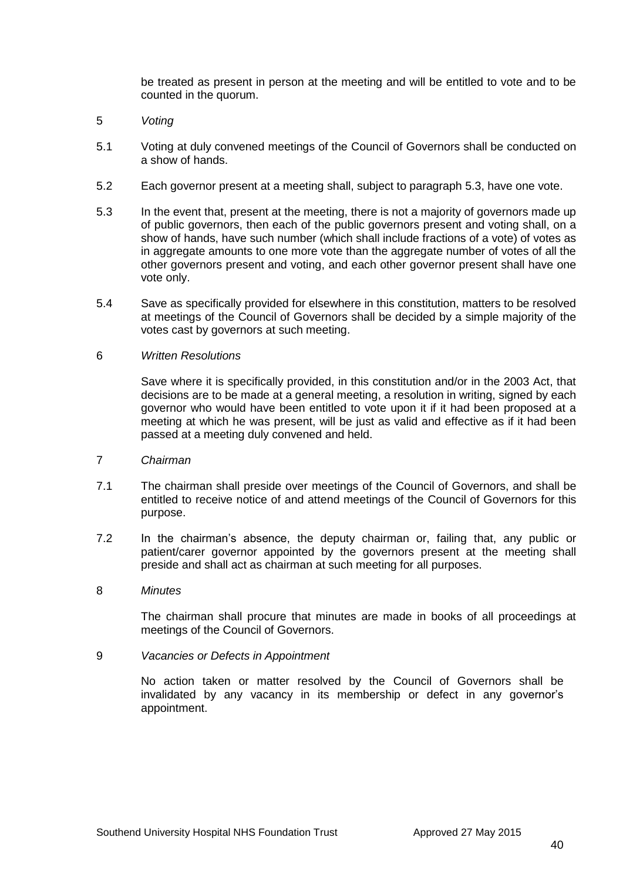be treated as present in person at the meeting and will be entitled to vote and to be counted in the quorum.

5 *Voting*

5.1 Voting at duly convened meetings of the Council of Governors shall be conducted on a show of hands.

5.2 Each governor present at a meeting shall, subject to paragraph 5.3, have one vote.

5.3 In the event that, present at the meeting, there is not a majority of governors made up of public governors, then each of the public governors present and voting shall, on a show of hands, have such number (which shall include fractions of a vote) of votes as in aggregate amounts to one more vote than the aggregate number of votes of all the other governors present and voting, and each other governor present shall have one vote only.

5.4 Save as specifically provided for elsewhere in this constitution, matters to be resolved at meetings of the Council of Governors shall be decided by a simple majority of the votes cast by governors at such meeting.

6 *Written Resolutions*

Save where it is specifically provided, in this constitution and/or in the 2003 Act, that decisions are to be made at a general meeting, a resolution in writing, signed by each governor who would have been entitled to vote upon it if it had been proposed at a meeting at which he was present, will be just as valid and effective as if it had been passed at a meeting duly convened and held.

7 *Chairman*

7.1 The chairman shall preside over meetings of the Council of Governors, and shall be entitled to receive notice of and attend meetings of the Council of Governors for this purpose.

7.2 In the chairman's absence, the deputy chairman or, failing that, any public or patient/carer governor appointed by the governors present at the meeting shall preside and shall act as chairman at such meeting for all purposes.

8 *Minutes*

The chairman shall procure that minutes are made in books of all proceedings at meetings of the Council of Governors.

9 *Vacancies or Defects in Appointment*

No action taken or matter resolved by the Council of Governors shall be invalidated by any vacancy in its membership or defect in any governor's appointment.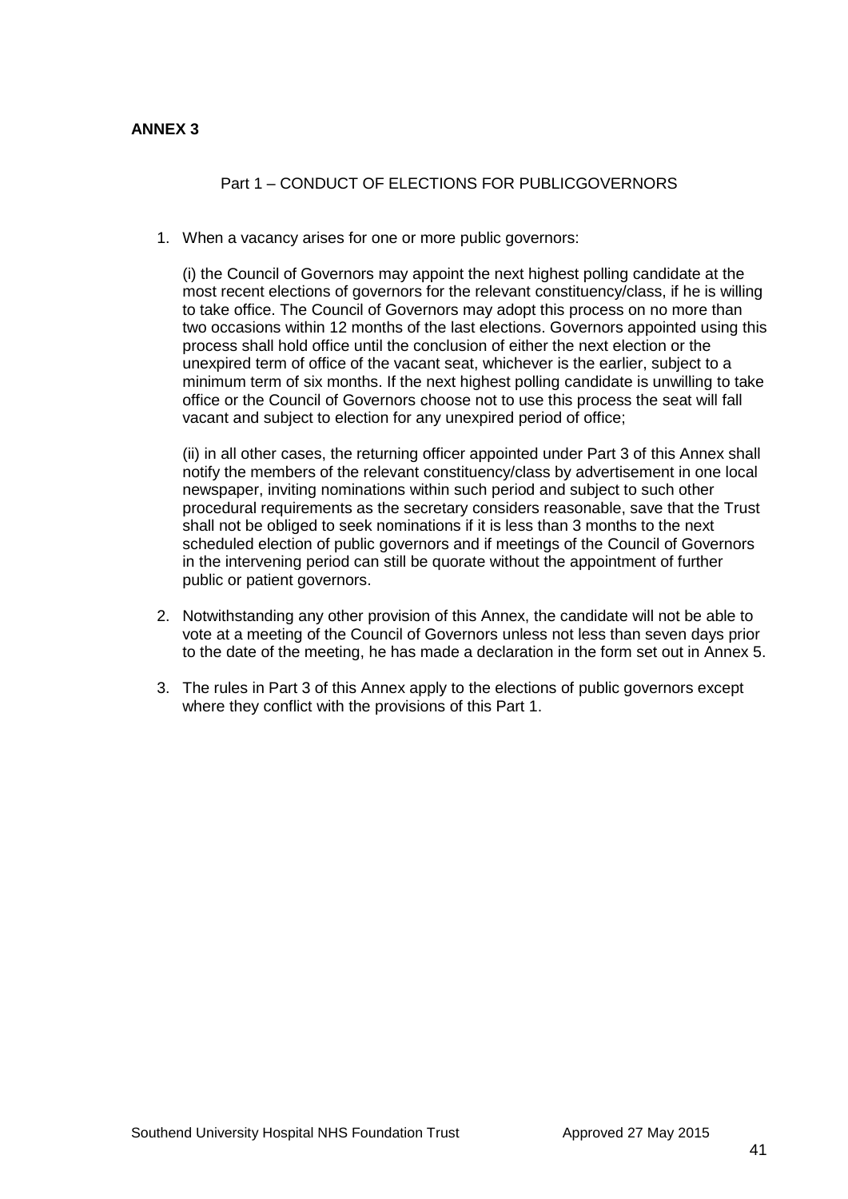**ANNEX 3**

Part 1 – CONDUCT OF ELECTIONS FOR PUBLICGOVERNORS

1. When a vacancy arises for one or more public governors:

   (i) the Council of Governors may appoint the next highest polling candidate at the most recent elections of governors for the relevant constituency/class, if he is willing to take office. The Council of Governors may adopt this process on no more than two occasions within 12 months of the last elections. Governors appointed using this process shall hold office until the conclusion of either the next election or the unexpired term of office of the vacant seat, whichever is the earlier, subject to a minimum term of six months. If the next highest polling candidate is unwilling to take office or the Council of Governors choose not to use this process the seat will fall vacant and subject to election for any unexpired period of office;

   (ii) in all other cases, the returning officer appointed under Part 3 of this Annex shall notify the members of the relevant constituency/class by advertisement in one local newspaper, inviting nominations within such period and subject to such other procedural requirements as the secretary considers reasonable, save that the Trust shall not be obliged to seek nominations if it is less than 3 months to the next scheduled election of public governors and if meetings of the Council of Governors in the intervening period can still be quorate without the appointment of further public or patient governors.

2. Notwithstanding any other provision of this Annex, the candidate will not be able to vote at a meeting of the Council of Governors unless not less than seven days prior to the date of the meeting, he has made a declaration in the form set out in Annex 5.

3. The rules in Part 3 of this Annex apply to the elections of public governors except where they conflict with the provisions of this Part 1.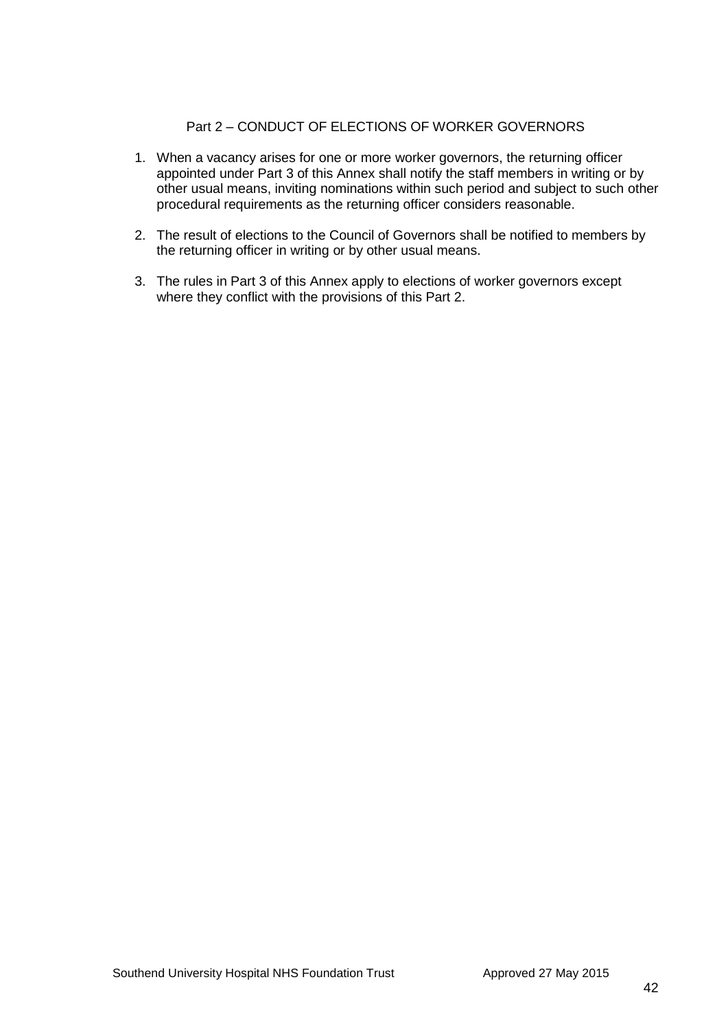## Part 2 – CONDUCT OF ELECTIONS OF WORKER GOVERNORS

1. When a vacancy arises for one or more worker governors, the returning officer appointed under Part 3 of this Annex shall notify the staff members in writing or by other usual means, inviting nominations within such period and subject to such other procedural requirements as the returning officer considers reasonable.

2. The result of elections to the Council of Governors shall be notified to members by the returning officer in writing or by other usual means.

3. The rules in Part 3 of this Annex apply to elections of worker governors except where they conflict with the provisions of this Part 2.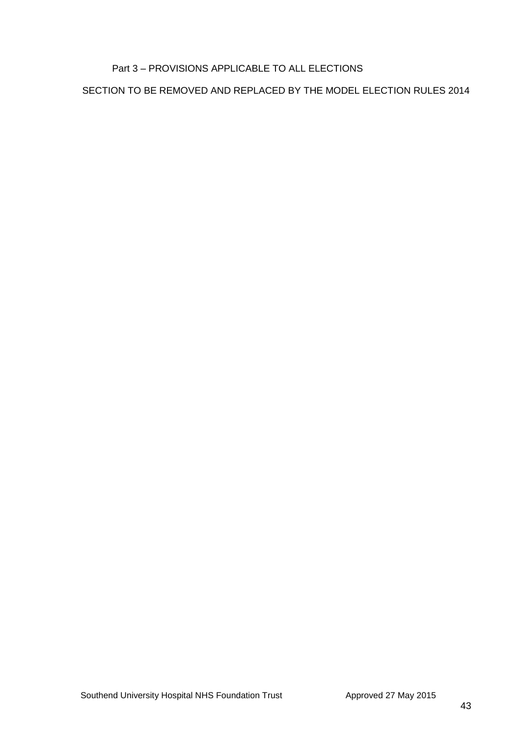## Part 3 – PROVISIONS APPLICABLE TO ALL ELECTIONS

SECTION TO BE REMOVED AND REPLACED BY THE MODEL ELECTION RULES 2014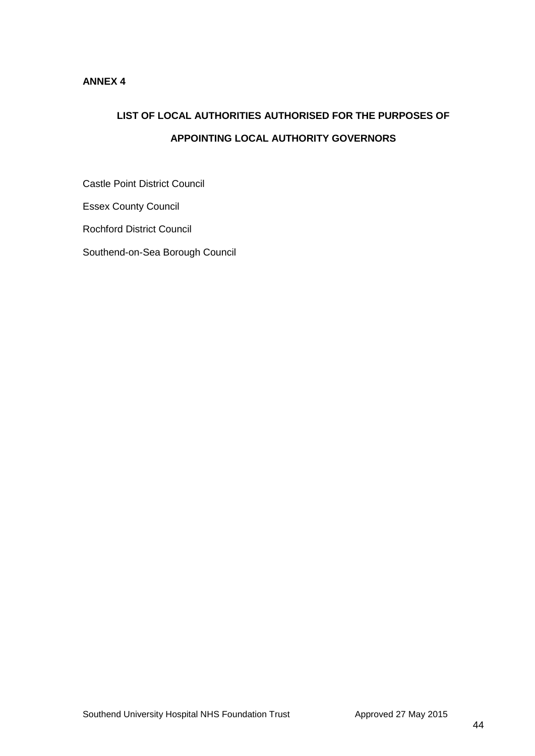**ANNEX 4**

## LIST OF LOCAL AUTHORITIES AUTHORISED FOR THE PURPOSES OF APPOINTING LOCAL AUTHORITY GOVERNORS

Castle Point District Council

Essex County Council

Rochford District Council

Southend-on-Sea Borough Council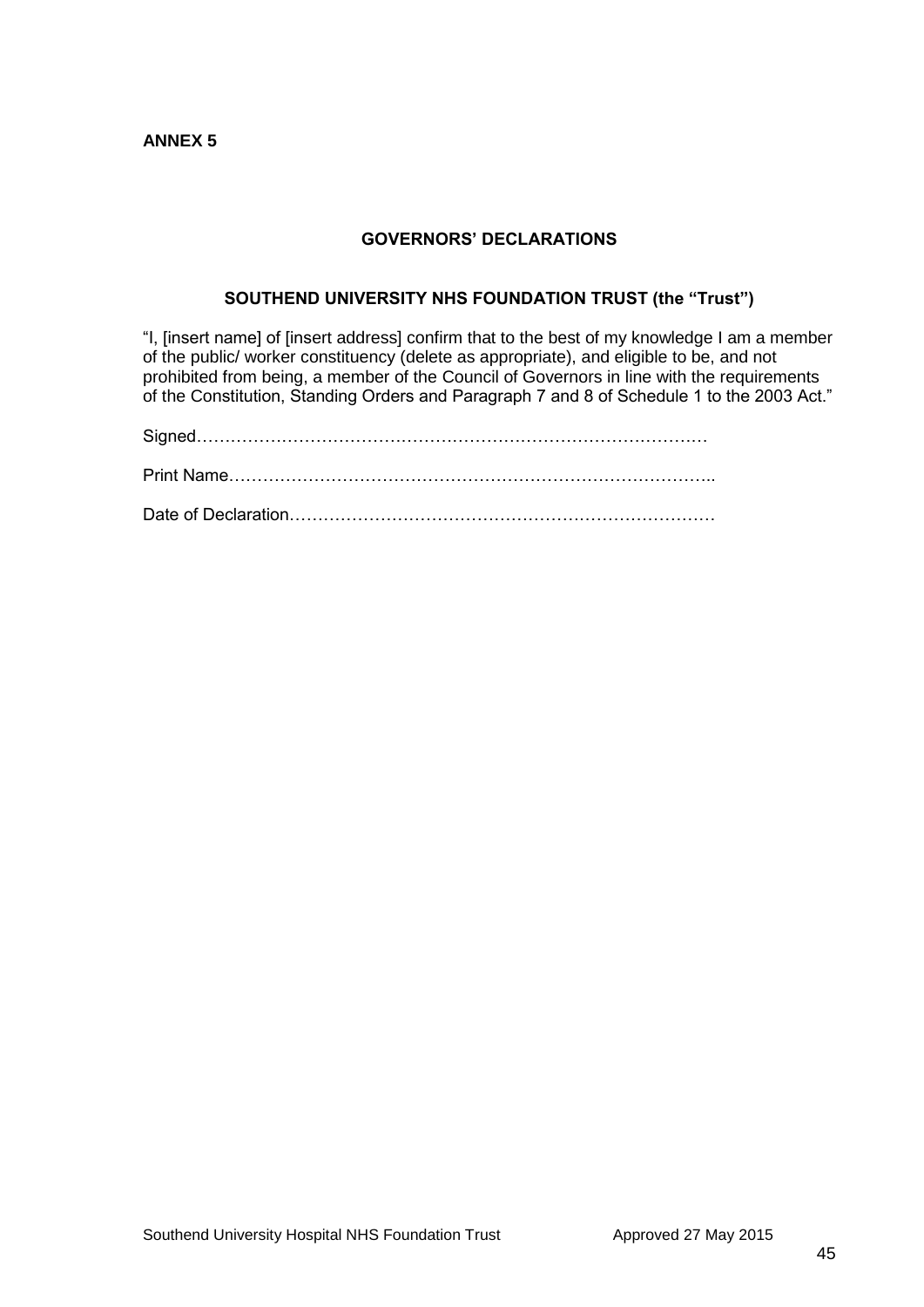**ANNEX 5**

## GOVERNORS' DECLARATIONS

### SOUTHEND UNIVERSITY NHS FOUNDATION TRUST (the "Trust")

"I, [insert name] of [insert address] confirm that to the best of my knowledge I am a member of the public/ worker constituency (delete as appropriate), and eligible to be, and not prohibited from being, a member of the Council of Governors in line with the requirements of the Constitution, Standing Orders and Paragraph 7 and 8 of Schedule 1 to the 2003 Act."

Signed……………………………………………………………………………….

Print Name…………………………………………………………………………..

Date of Declaration…………………………………………………………………